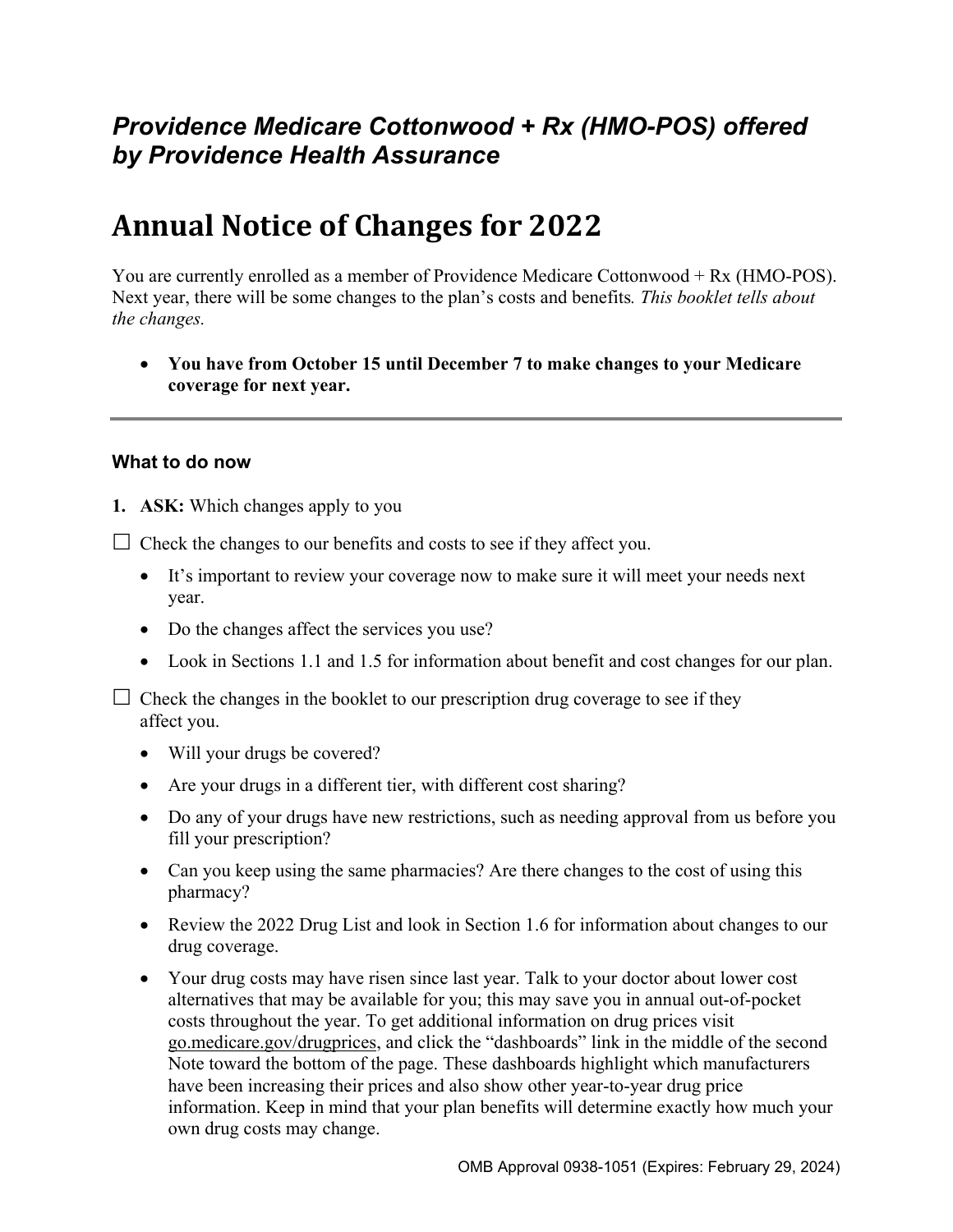## *Providence Medicare Cottonwood + Rx (HMO-POS) offered by Providence Health Assurance*

# Annual Notice of Changes for 2022

You are currently enrolled as a member of Providence Medicare Cottonwood + Rx (HMO-POS). Next year, there will be some changes to the plan's costs and benefits*. This booklet tells about the changes.*

- **You have from October 15 until December 7 to make changes to your Medicare coverage for next year.**

---

### What to do now

1. **ASK:** Which changes apply to you

☐ Check the changes to our benefits and costs to see if they affect you.

- It's important to review your coverage now to make sure it will meet your needs next year.
- Do the changes affect the services you use?
- Look in Sections 1.1 and 1.5 for information about benefit and cost changes for our plan.

☐ Check the changes in the booklet to our prescription drug coverage to see if they affect you.

- Will your drugs be covered?
- Are your drugs in a different tier, with different cost sharing?
- Do any of your drugs have new restrictions, such as needing approval from us before you fill your prescription?
- Can you keep using the same pharmacies? Are there changes to the cost of using this pharmacy?
- Review the 2022 Drug List and look in Section 1.6 for information about changes to our drug coverage.
- Your drug costs may have risen since last year. Talk to your doctor about lower cost alternatives that may be available for you; this may save you in annual out-of-pocket costs throughout the year. To get additional information on drug prices visit go.medicare.gov/drugprices, and click the "dashboards" link in the middle of the second Note toward the bottom of the page. These dashboards highlight which manufacturers have been increasing their prices and also show other year-to-year drug price information. Keep in mind that your plan benefits will determine exactly how much your own drug costs may change.

OMB Approval 0938-1051 (Expires: February 29, 2024)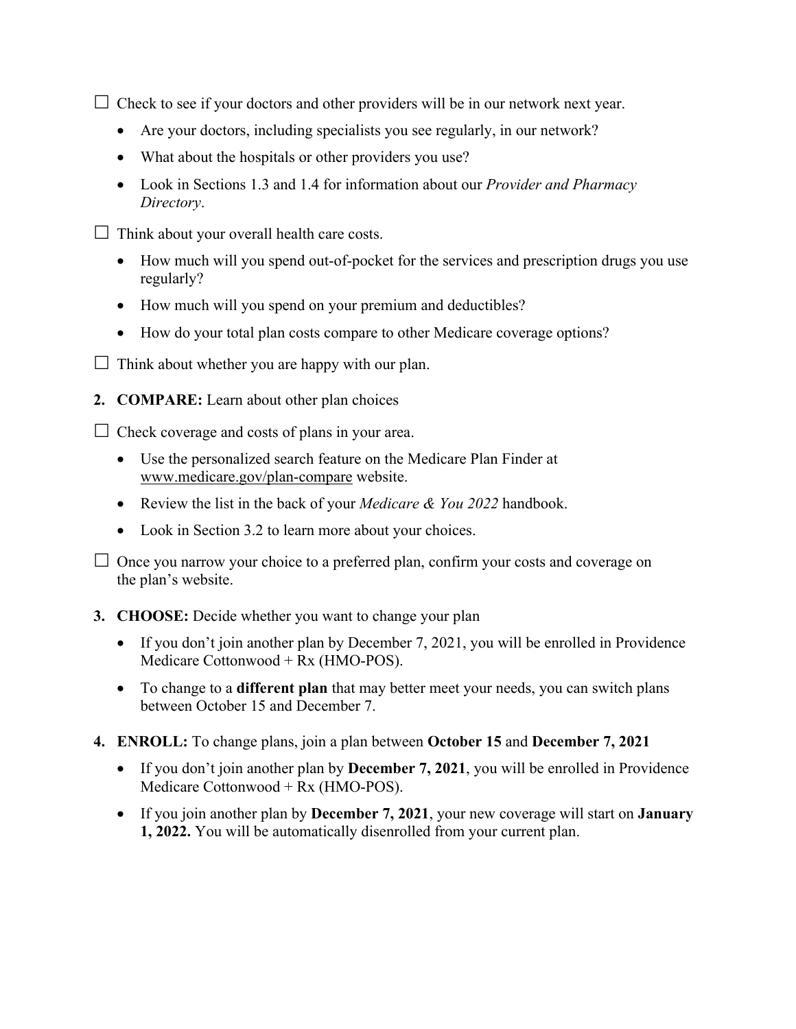☐ Check to see if your doctors and other providers will be in our network next year.

- Are your doctors, including specialists you see regularly, in our network?
- What about the hospitals or other providers you use?
- Look in Sections 1.3 and 1.4 for information about our *Provider and Pharmacy Directory*.

☐ Think about your overall health care costs.

- How much will you spend out-of-pocket for the services and prescription drugs you use regularly?
- How much will you spend on your premium and deductibles?
- How do your total plan costs compare to other Medicare coverage options?

☐ Think about whether you are happy with our plan.

2. **COMPARE:** Learn about other plan choices

☐ Check coverage and costs of plans in your area.

- Use the personalized search feature on the Medicare Plan Finder at www.medicare.gov/plan-compare website.
- Review the list in the back of your *Medicare & You 2022* handbook.
- Look in Section 3.2 to learn more about your choices.

☐ Once you narrow your choice to a preferred plan, confirm your costs and coverage on the plan's website.

3. **CHOOSE:** Decide whether you want to change your plan
   - If you don't join another plan by December 7, 2021, you will be enrolled in Providence Medicare Cottonwood + Rx (HMO-POS).
   - To change to a **different plan** that may better meet your needs, you can switch plans between October 15 and December 7.

4. **ENROLL:** To change plans, join a plan between **October 15** and **December 7, 2021**
   - If you don't join another plan by **December 7, 2021**, you will be enrolled in Providence Medicare Cottonwood + Rx (HMO-POS).
   - If you join another plan by **December 7, 2021**, your new coverage will start on **January 1, 2022.** You will be automatically disenrolled from your current plan.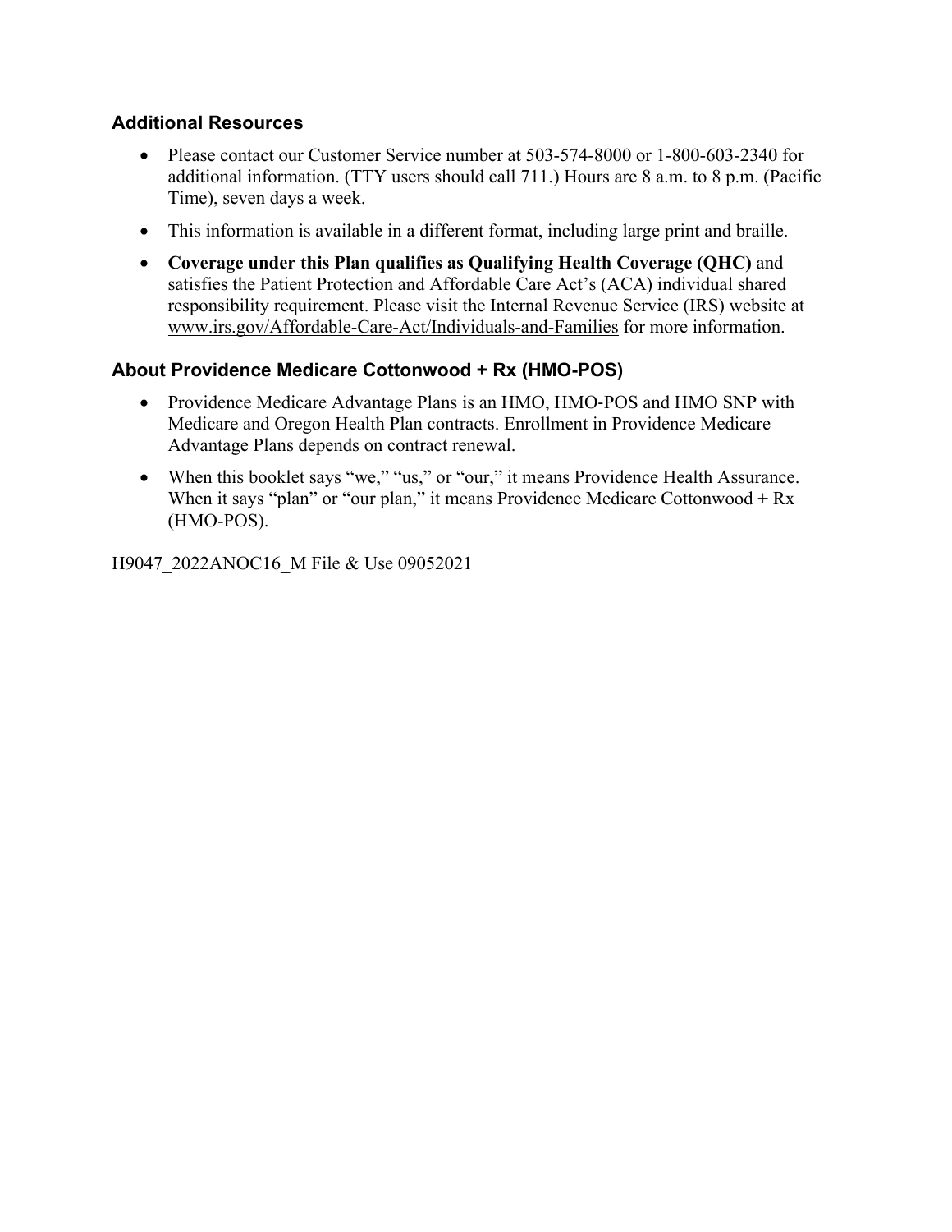### Additional Resources

- Please contact our Customer Service number at 503-574-8000 or 1-800-603-2340 for additional information. (TTY users should call 711.) Hours are 8 a.m. to 8 p.m. (Pacific Time), seven days a week.
- This information is available in a different format, including large print and braille.
- **Coverage under this Plan qualifies as Qualifying Health Coverage (QHC)** and satisfies the Patient Protection and Affordable Care Act's (ACA) individual shared responsibility requirement. Please visit the Internal Revenue Service (IRS) website at www.irs.gov/Affordable-Care-Act/Individuals-and-Families for more information.

### About Providence Medicare Cottonwood + Rx (HMO-POS)

- Providence Medicare Advantage Plans is an HMO, HMO-POS and HMO SNP with Medicare and Oregon Health Plan contracts. Enrollment in Providence Medicare Advantage Plans depends on contract renewal.
- When this booklet says "we," "us," or "our," it means Providence Health Assurance. When it says "plan" or "our plan," it means Providence Medicare Cottonwood + Rx (HMO-POS).

H9047_2022ANOC16_M File & Use 09052021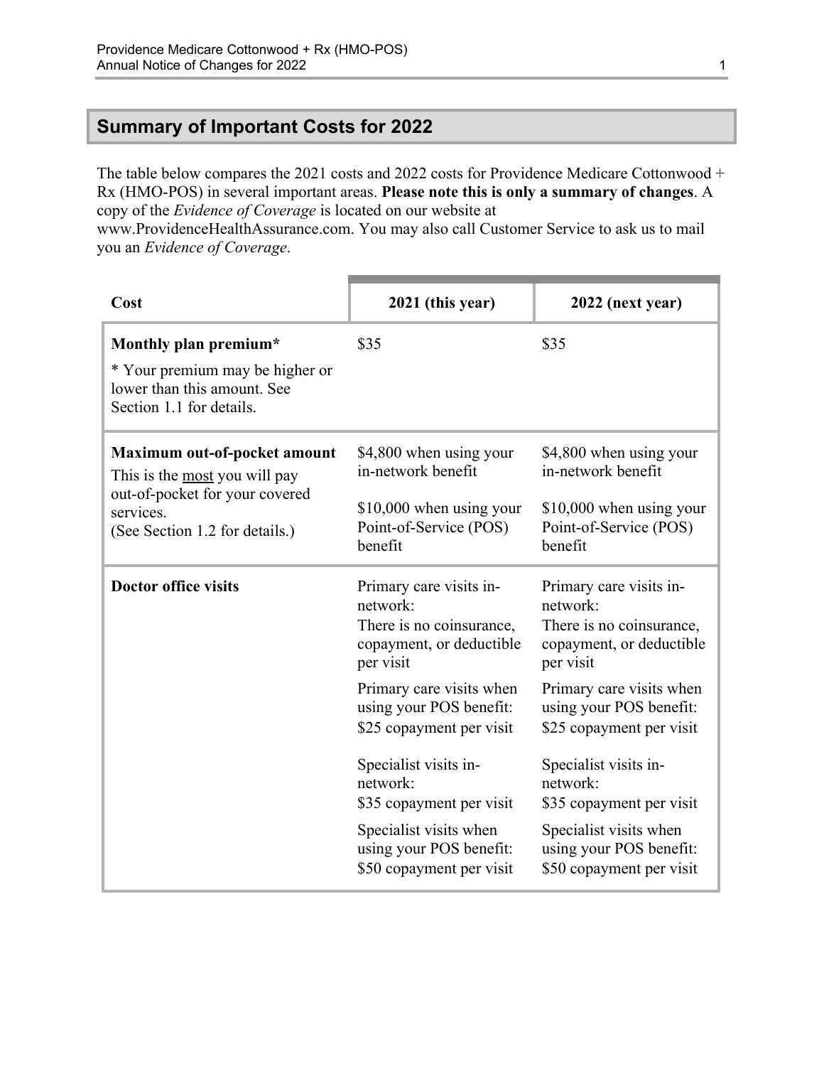## Summary of Important Costs for 2022

The table below compares the 2021 costs and 2022 costs for Providence Medicare Cottonwood + Rx (HMO-POS) in several important areas. **Please note this is only a summary of changes**. A copy of the *Evidence of Coverage* is located on our website at www.ProvidenceHealthAssurance.com. You may also call Customer Service to ask us to mail you an *Evidence of Coverage*.

| Cost | 2021 (this year) | 2022 (next year) |
|---|---|---|
| **Monthly plan premium*** <br> * Your premium may be higher or lower than this amount. See Section 1.1 for details. | $35 | $35 |
| **Maximum out-of-pocket amount** <br> This is the most you will pay out-of-pocket for your covered services. <br> (See Section 1.2 for details.) | $4,800 when using your in-network benefit <br> $10,000 when using your Point-of-Service (POS) benefit | $4,800 when using your in-network benefit <br> $10,000 when using your Point-of-Service (POS) benefit |
| **Doctor office visits** | Primary care visits in-network: <br> There is no coinsurance, copayment, or deductible per visit <br> Primary care visits when using your POS benefit: <br> $25 copayment per visit <br> Specialist visits in-network: <br> $35 copayment per visit <br> Specialist visits when using your POS benefit: <br> $50 copayment per visit | Primary care visits in-network: <br> There is no coinsurance, copayment, or deductible per visit <br> Primary care visits when using your POS benefit: <br> $25 copayment per visit <br> Specialist visits in-network: <br> $35 copayment per visit <br> Specialist visits when using your POS benefit: <br> $50 copayment per visit |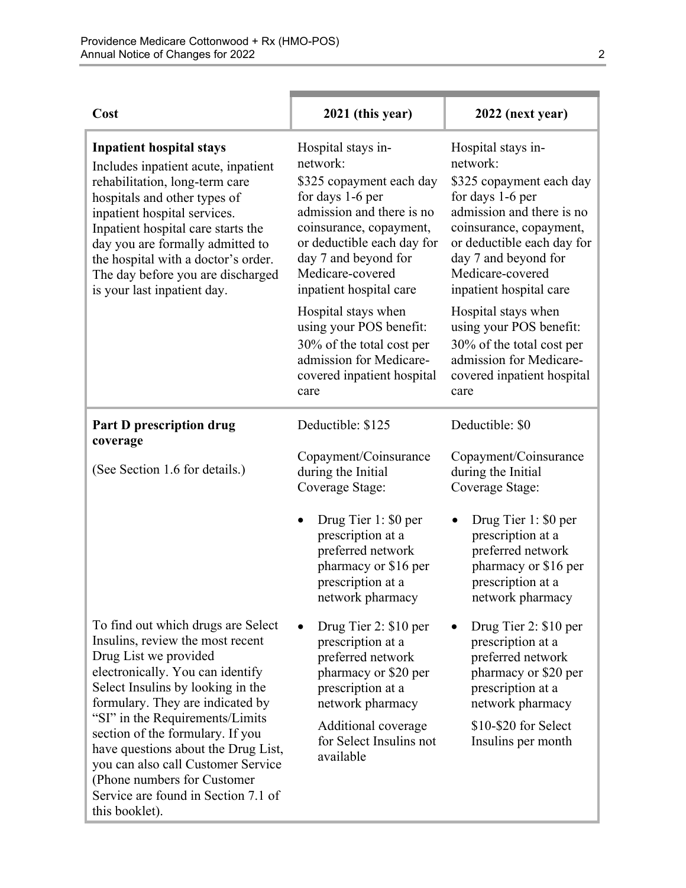| Cost | 2021 (this year) | 2022 (next year) |
|---|---|---|
| **Inpatient hospital stays**<br>Includes inpatient acute, inpatient rehabilitation, long-term care hospitals and other types of inpatient hospital services. Inpatient hospital care starts the day you are formally admitted to the hospital with a doctor's order. The day before you are discharged is your last inpatient day. | Hospital stays in-network:<br>$325 copayment each day for days 1-6 per admission and there is no coinsurance, copayment, or deductible each day for day 7 and beyond for Medicare-covered inpatient hospital care<br><br>Hospital stays when using your POS benefit:<br>30% of the total cost per admission for Medicare-covered inpatient hospital care | Hospital stays in-network:<br>$325 copayment each day for days 1-6 per admission and there is no coinsurance, copayment, or deductible each day for day 7 and beyond for Medicare-covered inpatient hospital care<br><br>Hospital stays when using your POS benefit:<br>30% of the total cost per admission for Medicare-covered inpatient hospital care |
| **Part D prescription drug coverage**<br><br>(See Section 1.6 for details.)<br><br>To find out which drugs are Select Insulins, review the most recent Drug List we provided electronically. You can identify Select Insulins by looking in the formulary. They are indicated by "SI" in the Requirements/Limits section of the formulary. If you have questions about the Drug List, you can also call Customer Service (Phone numbers for Customer Service are found in Section 7.1 of this booklet). | Deductible: $125<br><br>Copayment/Coinsurance during the Initial Coverage Stage:<br><br>• Drug Tier 1: $0 per prescription at a preferred network pharmacy or $16 per prescription at a network pharmacy<br><br>• Drug Tier 2: $10 per prescription at a preferred network pharmacy or $20 per prescription at a network pharmacy<br>Additional coverage for Select Insulins not available | Deductible: $0<br><br>Copayment/Coinsurance during the Initial Coverage Stage:<br><br>• Drug Tier 1: $0 per prescription at a preferred network pharmacy or $16 per prescription at a network pharmacy<br><br>• Drug Tier 2: $10 per prescription at a preferred network pharmacy or $20 per prescription at a network pharmacy<br>$10-$20 for Select Insulins per month |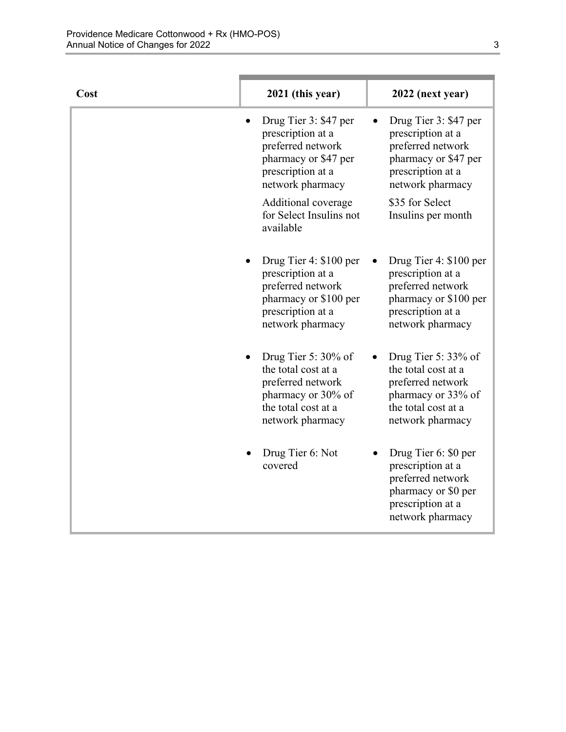| Cost | 2021 (this year) | 2022 (next year) |
|---|---|---|
| | • Drug Tier 3: $47 per prescription at a preferred network pharmacy or $47 per prescription at a network pharmacy<br><br>Additional coverage for Select Insulins not available | • Drug Tier 3: $47 per prescription at a preferred network pharmacy or $47 per prescription at a network pharmacy<br><br>$35 for Select Insulins per month |
| | • Drug Tier 4: $100 per prescription at a preferred network pharmacy or $100 per prescription at a network pharmacy | • Drug Tier 4: $100 per prescription at a preferred network pharmacy or $100 per prescription at a network pharmacy |
| | • Drug Tier 5: 30% of the total cost at a preferred network pharmacy or 30% of the total cost at a network pharmacy | • Drug Tier 5: 33% of the total cost at a preferred network pharmacy or 33% of the total cost at a network pharmacy |
| | • Drug Tier 6: Not covered | • Drug Tier 6: $0 per prescription at a preferred network pharmacy or $0 per prescription at a network pharmacy |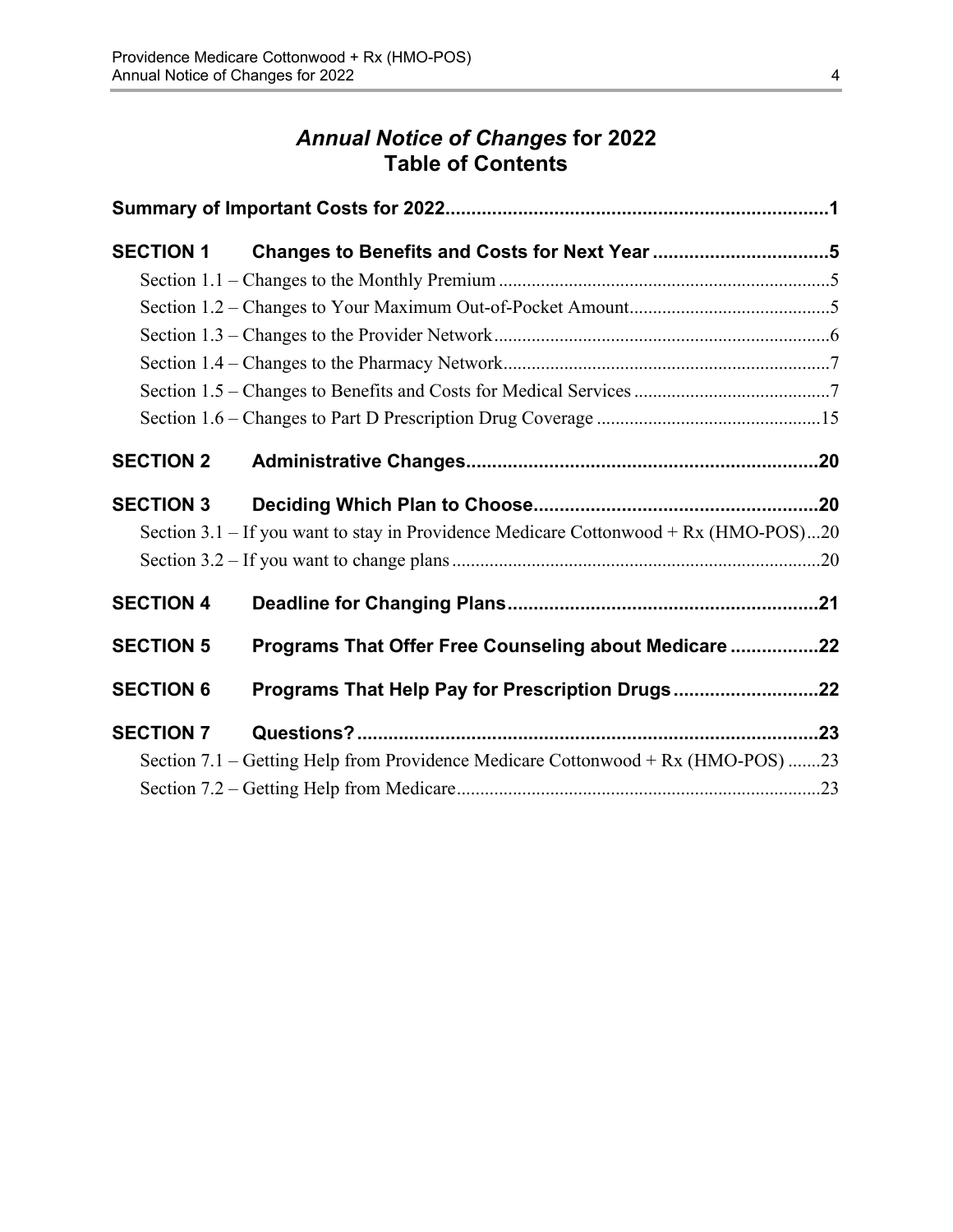# *Annual Notice of Changes* for 2022
# Table of Contents

**Summary of Important Costs for 2022.........................................................................1**

**SECTION 1 Changes to Benefits and Costs for Next Year ..................................5**

- Section 1.1 – Changes to the Monthly Premium .......................................................................5
- Section 1.2 – Changes to Your Maximum Out-of-Pocket Amount...........................................5
- Section 1.3 – Changes to the Provider Network........................................................................6
- Section 1.4 – Changes to the Pharmacy Network......................................................................7
- Section 1.5 – Changes to Benefits and Costs for Medical Services ..........................................7
- Section 1.6 – Changes to Part D Prescription Drug Coverage ................................................15

**SECTION 2 Administrative Changes....................................................................20**

**SECTION 3 Deciding Which Plan to Choose.......................................................20**

- Section 3.1 – If you want to stay in Providence Medicare Cottonwood + Rx (HMO-POS)...20
- Section 3.2 – If you want to change plans ..............................................................................20

**SECTION 4 Deadline for Changing Plans............................................................21**

**SECTION 5 Programs That Offer Free Counseling about Medicare .................22**

**SECTION 6 Programs That Help Pay for Prescription Drugs............................22**

**SECTION 7 Questions?..........................................................................................23**

- Section 7.1 – Getting Help from Providence Medicare Cottonwood + Rx (HMO-POS) .......23
- Section 7.2 – Getting Help from Medicare..............................................................................23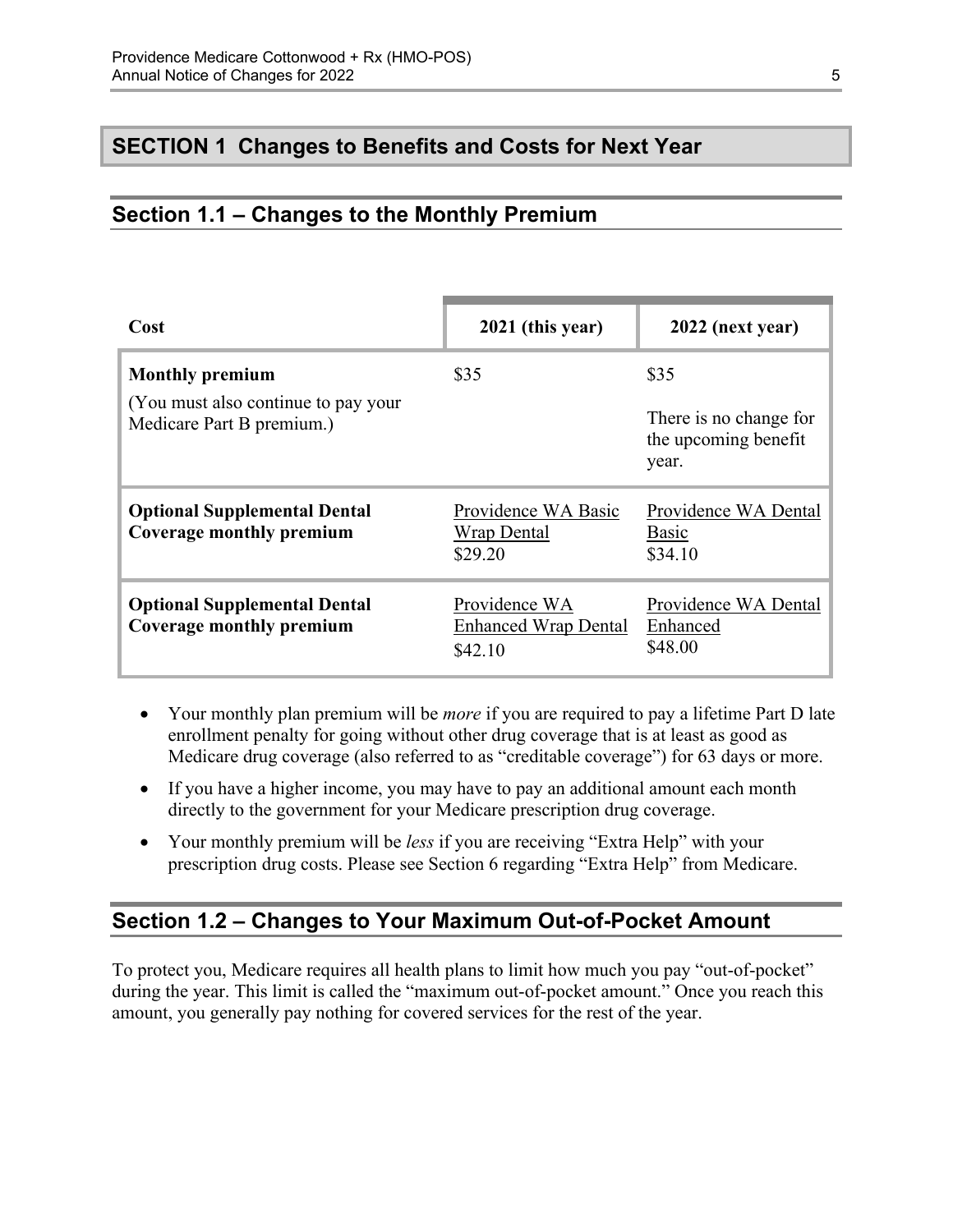# SECTION 1 Changes to Benefits and Costs for Next Year

## Section 1.1 – Changes to the Monthly Premium

| Cost | 2021 (this year) | 2022 (next year) |
|---|---|---|
| **Monthly premium**<br>(You must also continue to pay your Medicare Part B premium.) | $35 | $35<br>There is no change for the upcoming benefit year. |
| **Optional Supplemental Dental Coverage monthly premium** | Providence WA Basic Wrap Dental<br>$29.20 | Providence WA Dental Basic<br>$34.10 |
| **Optional Supplemental Dental Coverage monthly premium** | Providence WA Enhanced Wrap Dental<br>$42.10 | Providence WA Dental Enhanced<br>$48.00 |

- Your monthly plan premium will be *more* if you are required to pay a lifetime Part D late enrollment penalty for going without other drug coverage that is at least as good as Medicare drug coverage (also referred to as "creditable coverage") for 63 days or more.
- If you have a higher income, you may have to pay an additional amount each month directly to the government for your Medicare prescription drug coverage.
- Your monthly premium will be *less* if you are receiving "Extra Help" with your prescription drug costs. Please see Section 6 regarding "Extra Help" from Medicare.

## Section 1.2 – Changes to Your Maximum Out-of-Pocket Amount

To protect you, Medicare requires all health plans to limit how much you pay "out-of-pocket" during the year. This limit is called the "maximum out-of-pocket amount." Once you reach this amount, you generally pay nothing for covered services for the rest of the year.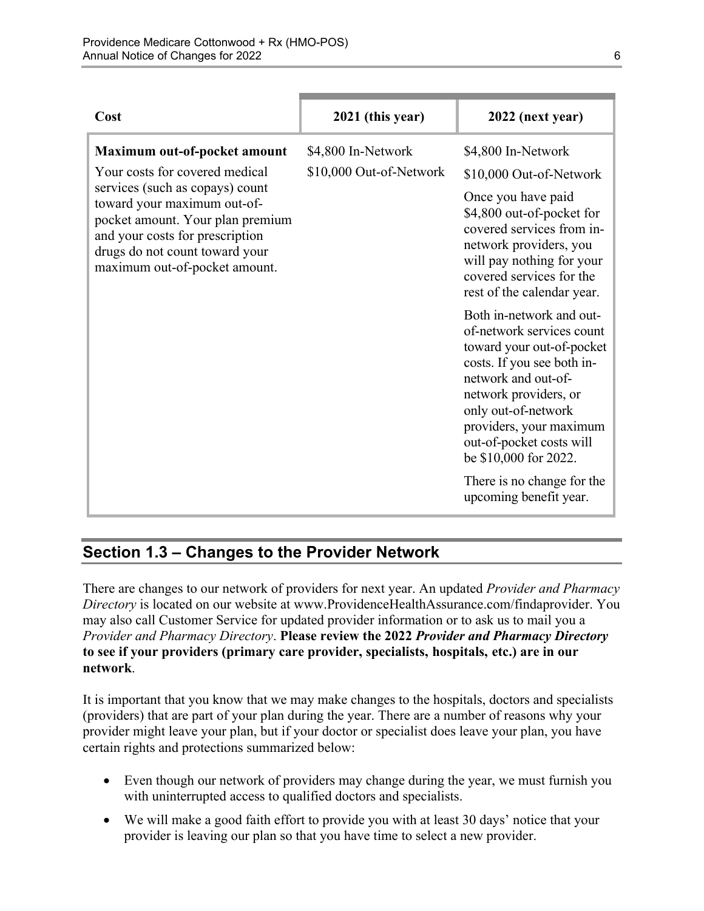| Cost | 2021 (this year) | 2022 (next year) |
|---|---|---|
| **Maximum out-of-pocket amount**<br>Your costs for covered medical services (such as copays) count toward your maximum out-of-pocket amount. Your plan premium and your costs for prescription drugs do not count toward your maximum out-of-pocket amount. | \$4,800 In-Network<br>\$10,000 Out-of-Network | \$4,800 In-Network<br>\$10,000 Out-of-Network<br>Once you have paid \$4,800 out-of-pocket for covered services from in-network providers, you will pay nothing for your covered services for the rest of the calendar year.<br>Both in-network and out-of-network services count toward your out-of-pocket costs. If you see both in-network and out-of-network providers, or only out-of-network providers, your maximum out-of-pocket costs will be \$10,000 for 2022.<br>There is no change for the upcoming benefit year. |

## Section 1.3 – Changes to the Provider Network

There are changes to our network of providers for next year. An updated *Provider and Pharmacy Directory* is located on our website at www.ProvidenceHealthAssurance.com/findaprovider. You may also call Customer Service for updated provider information or to ask us to mail you a *Provider and Pharmacy Directory*. **Please review the 2022 *Provider and Pharmacy Directory* to see if your providers (primary care provider, specialists, hospitals, etc.) are in our network**.

It is important that you know that we may make changes to the hospitals, doctors and specialists (providers) that are part of your plan during the year. There are a number of reasons why your provider might leave your plan, but if your doctor or specialist does leave your plan, you have certain rights and protections summarized below:

- Even though our network of providers may change during the year, we must furnish you with uninterrupted access to qualified doctors and specialists.
- We will make a good faith effort to provide you with at least 30 days' notice that your provider is leaving our plan so that you have time to select a new provider.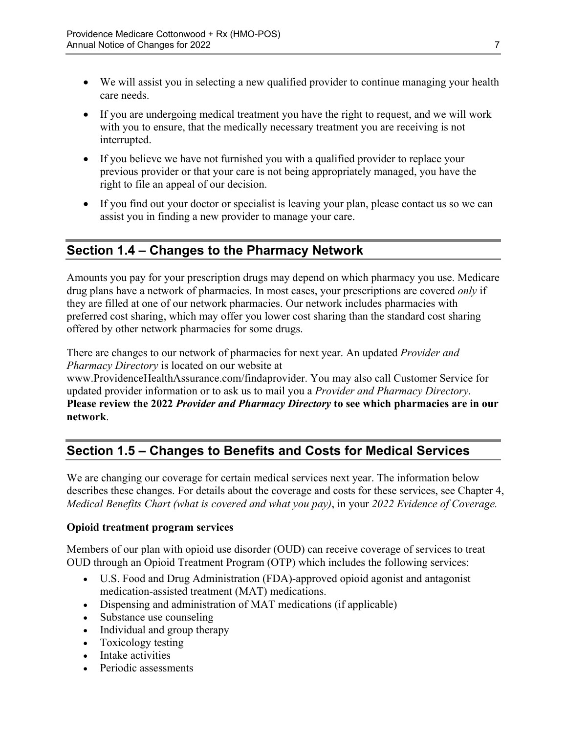- We will assist you in selecting a new qualified provider to continue managing your health care needs.
- If you are undergoing medical treatment you have the right to request, and we will work with you to ensure, that the medically necessary treatment you are receiving is not interrupted.
- If you believe we have not furnished you with a qualified provider to replace your previous provider or that your care is not being appropriately managed, you have the right to file an appeal of our decision.
- If you find out your doctor or specialist is leaving your plan, please contact us so we can assist you in finding a new provider to manage your care.

## Section 1.4 – Changes to the Pharmacy Network

Amounts you pay for your prescription drugs may depend on which pharmacy you use. Medicare drug plans have a network of pharmacies. In most cases, your prescriptions are covered *only* if they are filled at one of our network pharmacies. Our network includes pharmacies with preferred cost sharing, which may offer you lower cost sharing than the standard cost sharing offered by other network pharmacies for some drugs.

There are changes to our network of pharmacies for next year. An updated *Provider and Pharmacy Directory* is located on our website at www.ProvidenceHealthAssurance.com/findaprovider. You may also call Customer Service for updated provider information or to ask us to mail you a *Provider and Pharmacy Directory*. **Please review the 2022 *Provider and Pharmacy Directory* to see which pharmacies are in our network**.

## Section 1.5 – Changes to Benefits and Costs for Medical Services

We are changing our coverage for certain medical services next year. The information below describes these changes. For details about the coverage and costs for these services, see Chapter 4, *Medical Benefits Chart (what is covered and what you pay)*, in your *2022 Evidence of Coverage.*

**Opioid treatment program services**

Members of our plan with opioid use disorder (OUD) can receive coverage of services to treat OUD through an Opioid Treatment Program (OTP) which includes the following services:

- U.S. Food and Drug Administration (FDA)-approved opioid agonist and antagonist medication-assisted treatment (MAT) medications.
- Dispensing and administration of MAT medications (if applicable)
- Substance use counseling
- Individual and group therapy
- Toxicology testing
- Intake activities
- Periodic assessments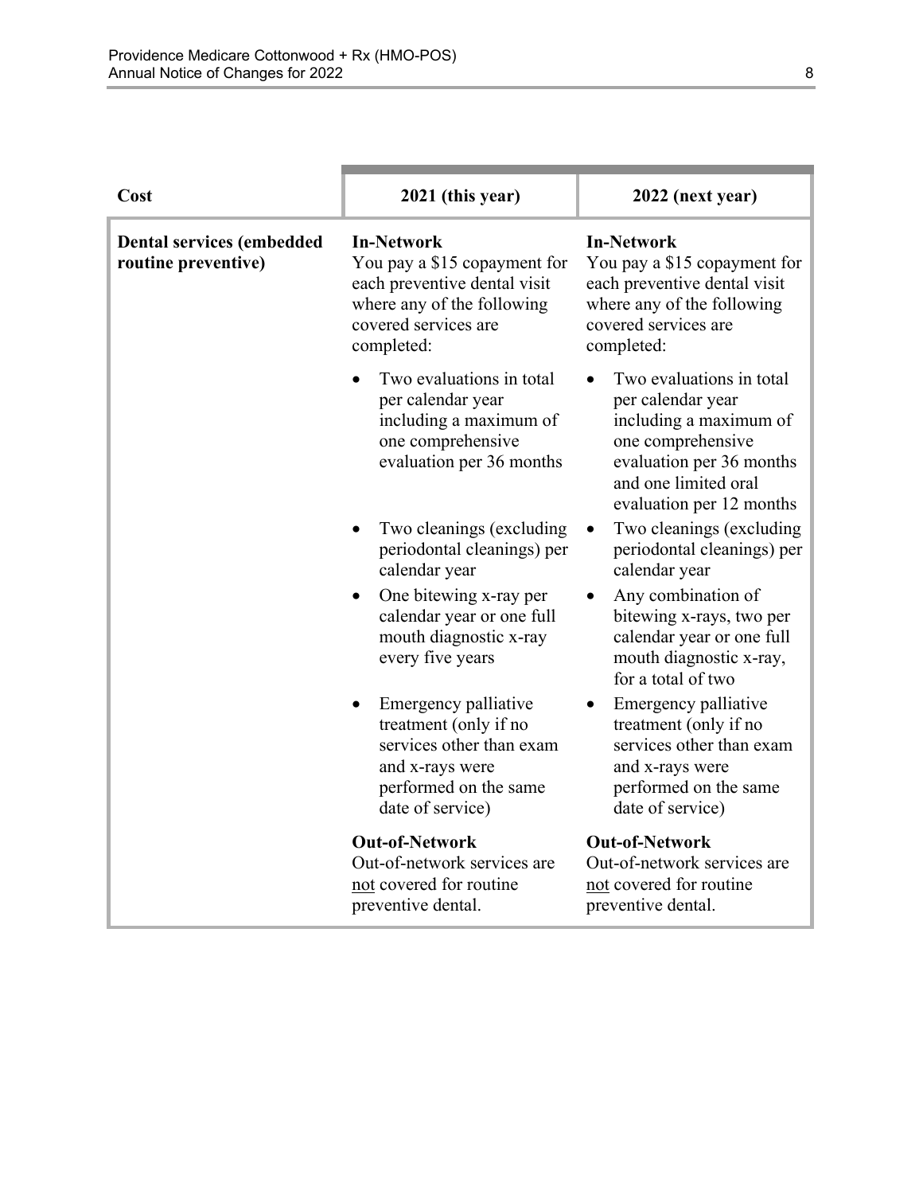| Cost | 2021 (this year) | 2022 (next year) |
| --- | --- | --- |
| **Dental services (embedded routine preventive)** | **In-Network**<br>You pay a $15 copayment for each preventive dental visit where any of the following covered services are completed:<br>• Two evaluations in total per calendar year including a maximum of one comprehensive evaluation per 36 months<br>• Two cleanings (excluding periodontal cleanings) per calendar year<br>• One bitewing x-ray per calendar year or one full mouth diagnostic x-ray every five years<br>• Emergency palliative treatment (only if no services other than exam and x-rays were performed on the same date of service)<br>**Out-of-Network**<br>Out-of-network services are not covered for routine preventive dental. | **In-Network**<br>You pay a $15 copayment for each preventive dental visit where any of the following covered services are completed:<br>• Two evaluations in total per calendar year including a maximum of one comprehensive evaluation per 36 months and one limited oral evaluation per 12 months<br>• Two cleanings (excluding periodontal cleanings) per calendar year<br>• Any combination of bitewing x-rays, two per calendar year or one full mouth diagnostic x-ray, for a total of two<br>• Emergency palliative treatment (only if no services other than exam and x-rays were performed on the same date of service)<br>**Out-of-Network**<br>Out-of-network services are not covered for routine preventive dental. |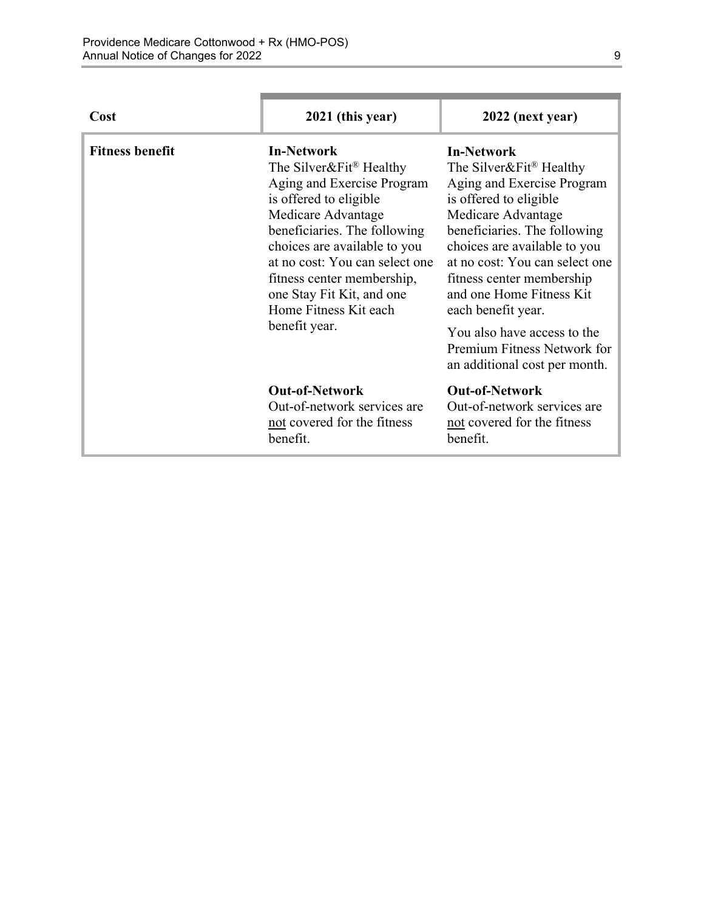| Cost | 2021 (this year) | 2022 (next year) |
|---|---|---|
| **Fitness benefit** | **In-Network**<br>The Silver&Fit® Healthy Aging and Exercise Program is offered to eligible Medicare Advantage beneficiaries. The following choices are available to you at no cost: You can select one fitness center membership, one Stay Fit Kit, and one Home Fitness Kit each benefit year. | **In-Network**<br>The Silver&Fit® Healthy Aging and Exercise Program is offered to eligible Medicare Advantage beneficiaries. The following choices are available to you at no cost: You can select one fitness center membership and one Home Fitness Kit each benefit year.<br>You also have access to the Premium Fitness Network for an additional cost per month. |
| | **Out-of-Network**<br>Out-of-network services are not covered for the fitness benefit. | **Out-of-Network**<br>Out-of-network services are not covered for the fitness benefit. |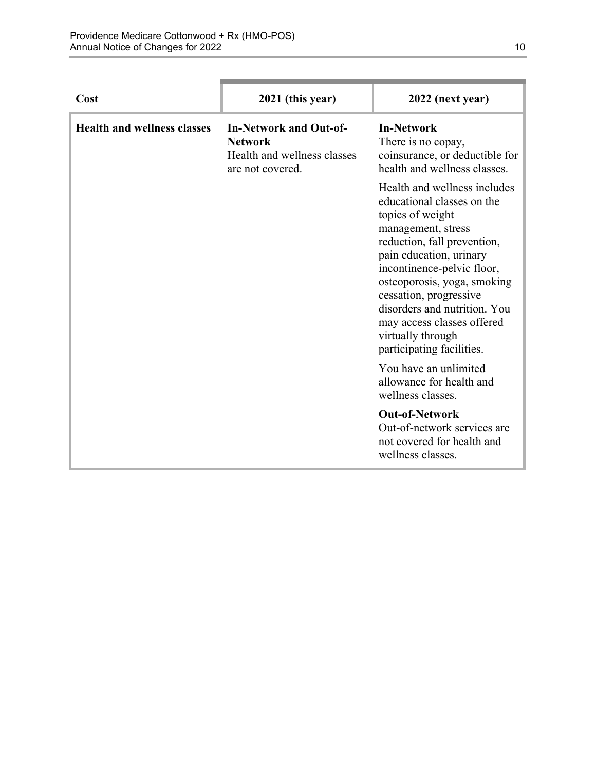| Cost | 2021 (this year) | 2022 (next year) |
|---|---|---|
| **Health and wellness classes** | **In-Network and Out-of-Network**<br>Health and wellness classes are not covered. | **In-Network**<br>There is no copay, coinsurance, or deductible for health and wellness classes.<br><br>Health and wellness includes educational classes on the topics of weight management, stress reduction, fall prevention, pain education, urinary incontinence-pelvic floor, osteoporosis, yoga, smoking cessation, progressive disorders and nutrition. You may access classes offered virtually through participating facilities.<br><br>You have an unlimited allowance for health and wellness classes.<br><br>**Out-of-Network**<br>Out-of-network services are not covered for health and wellness classes. |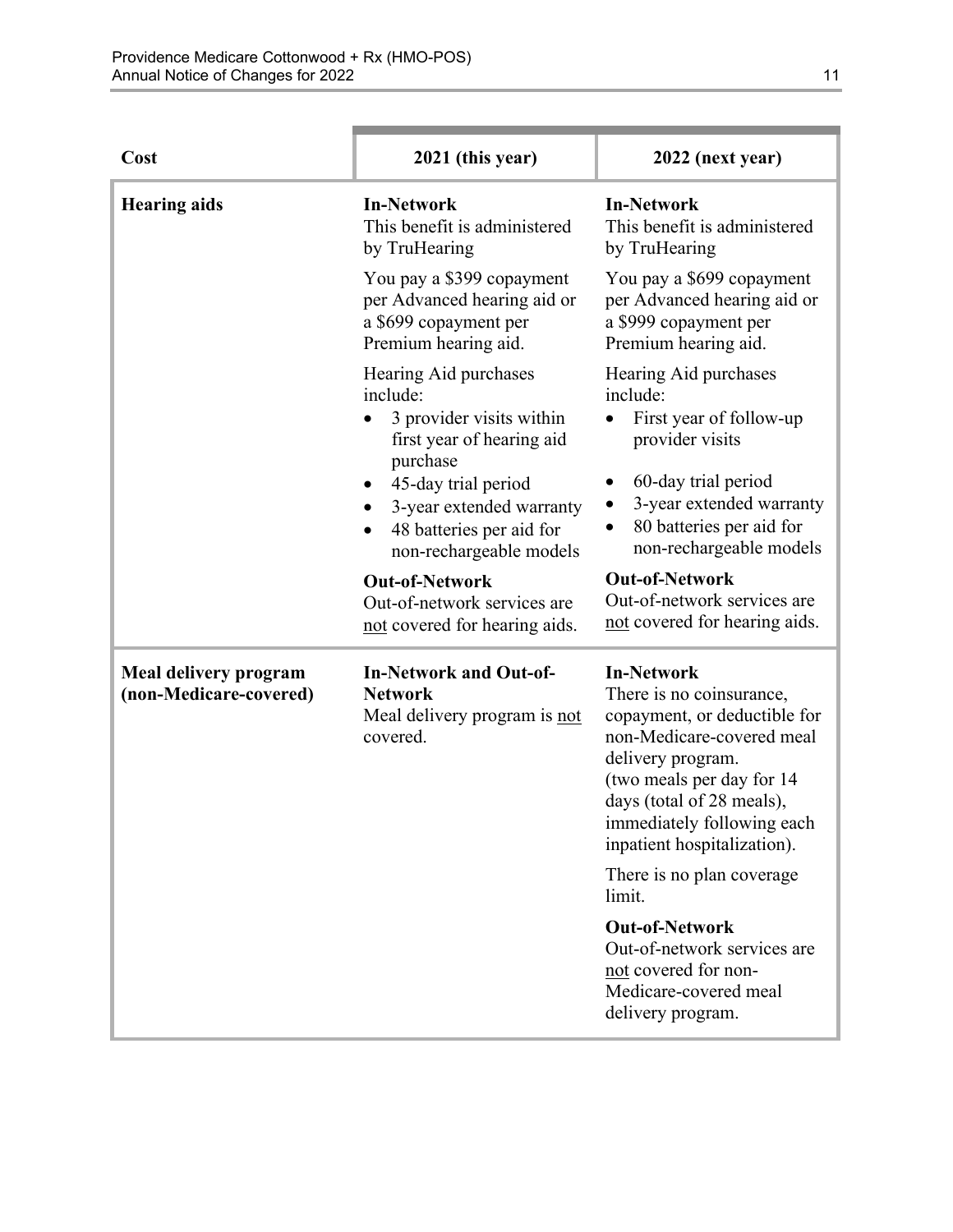| Cost | 2021 (this year) | 2022 (next year) |
|---|---|---|
| **Hearing aids** | **In-Network**<br>This benefit is administered by TruHearing<br><br>You pay a $399 copayment per Advanced hearing aid or a $699 copayment per Premium hearing aid.<br><br>Hearing Aid purchases include:<br>• 3 provider visits within first year of hearing aid purchase<br>• 45-day trial period<br>• 3-year extended warranty<br>• 48 batteries per aid for non-rechargeable models<br><br>**Out-of-Network**<br>Out-of-network services are <u>not</u> covered for hearing aids. | **In-Network**<br>This benefit is administered by TruHearing<br><br>You pay a $699 copayment per Advanced hearing aid or a $999 copayment per Premium hearing aid.<br><br>Hearing Aid purchases include:<br>• First year of follow-up provider visits<br>• 60-day trial period<br>• 3-year extended warranty<br>• 80 batteries per aid for non-rechargeable models<br><br>**Out-of-Network**<br>Out-of-network services are <u>not</u> covered for hearing aids. |
| **Meal delivery program (non-Medicare-covered)** | **In-Network and Out-of-Network**<br>Meal delivery program is <u>not</u> covered. | **In-Network**<br>There is no coinsurance, copayment, or deductible for non-Medicare-covered meal delivery program.<br>(two meals per day for 14 days (total of 28 meals), immediately following each inpatient hospitalization).<br><br>There is no plan coverage limit.<br><br>**Out-of-Network**<br>Out-of-network services are <u>not</u> covered for non-Medicare-covered meal delivery program. |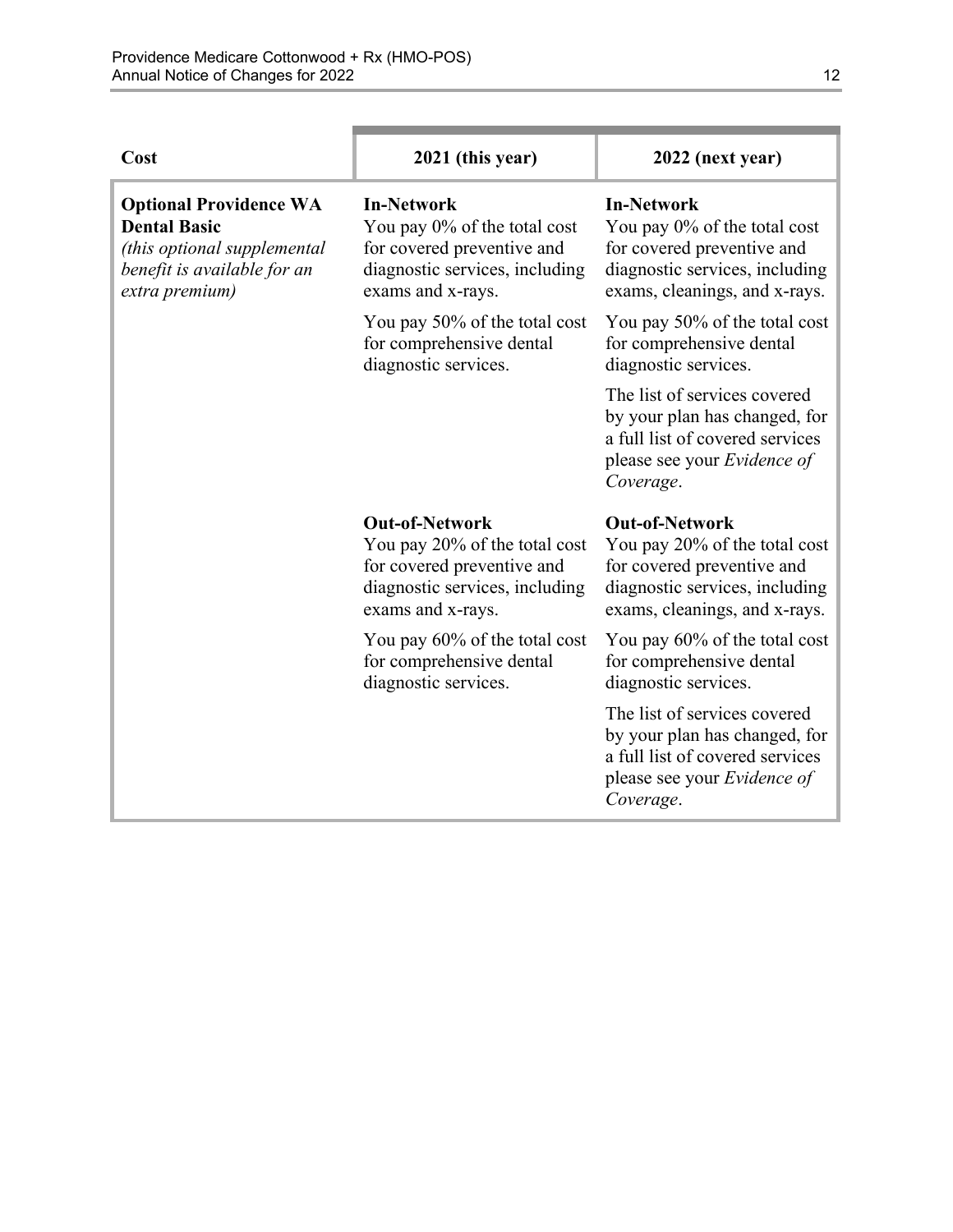| Cost | 2021 (this year) | 2022 (next year) |
|---|---|---|
| **Optional Providence WA Dental Basic** *(this optional supplemental benefit is available for an extra premium)* | **In-Network** You pay 0% of the total cost for covered preventive and diagnostic services, including exams and x-rays. You pay 50% of the total cost for comprehensive dental diagnostic services. | **In-Network** You pay 0% of the total cost for covered preventive and diagnostic services, including exams, cleanings, and x-rays. You pay 50% of the total cost for comprehensive dental diagnostic services. The list of services covered by your plan has changed, for a full list of covered services please see your *Evidence of Coverage*. |
| | **Out-of-Network** You pay 20% of the total cost for covered preventive and diagnostic services, including exams and x-rays. You pay 60% of the total cost for comprehensive dental diagnostic services. | **Out-of-Network** You pay 20% of the total cost for covered preventive and diagnostic services, including exams, cleanings, and x-rays. You pay 60% of the total cost for comprehensive dental diagnostic services. The list of services covered by your plan has changed, for a full list of covered services please see your *Evidence of Coverage*. |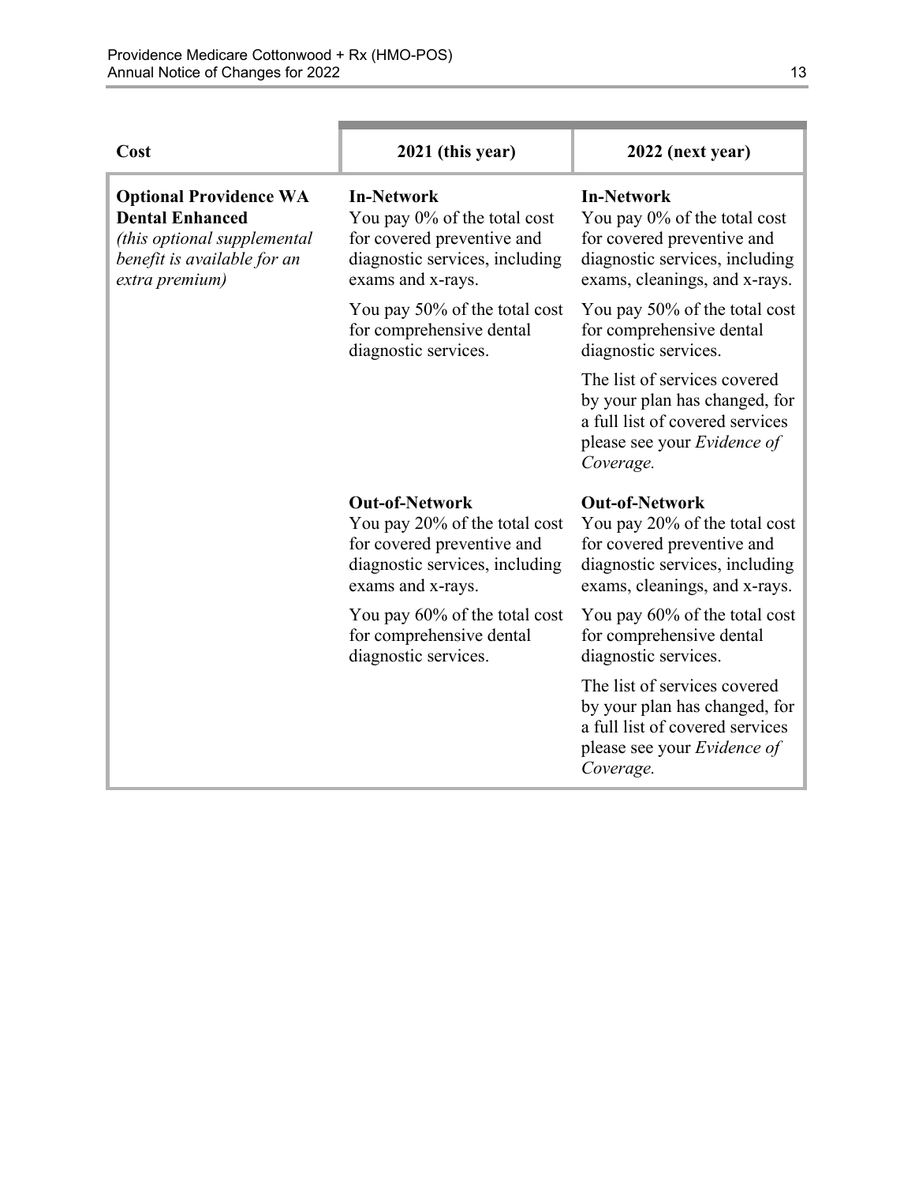| Cost | 2021 (this year) | 2022 (next year) |
|---|---|---|
| **Optional Providence WA Dental Enhanced** *(this optional supplemental benefit is available for an extra premium)* | **In-Network**<br>You pay 0% of the total cost for covered preventive and diagnostic services, including exams and x-rays.<br><br>You pay 50% of the total cost for comprehensive dental diagnostic services. | **In-Network**<br>You pay 0% of the total cost for covered preventive and diagnostic services, including exams, cleanings, and x-rays.<br><br>You pay 50% of the total cost for comprehensive dental diagnostic services.<br><br>The list of services covered by your plan has changed, for a full list of covered services please see your *Evidence of Coverage.* |
| | **Out-of-Network**<br>You pay 20% of the total cost for covered preventive and diagnostic services, including exams and x-rays.<br><br>You pay 60% of the total cost for comprehensive dental diagnostic services. | **Out-of-Network**<br>You pay 20% of the total cost for covered preventive and diagnostic services, including exams, cleanings, and x-rays.<br><br>You pay 60% of the total cost for comprehensive dental diagnostic services.<br><br>The list of services covered by your plan has changed, for a full list of covered services please see your *Evidence of Coverage.* |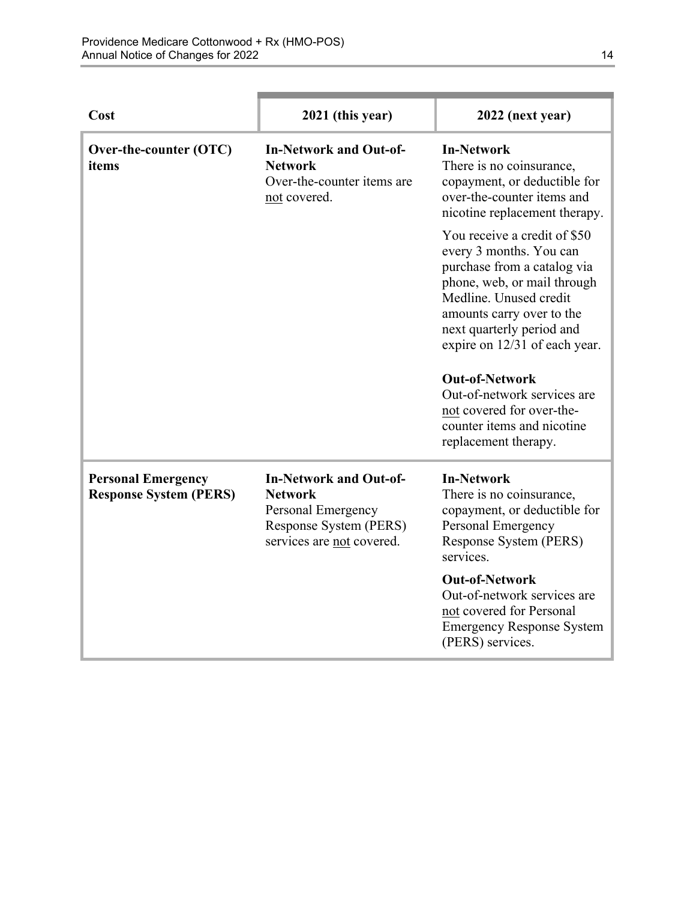| Cost | 2021 (this year) | 2022 (next year) |
|---|---|---|
| **Over-the-counter (OTC) items** | **In-Network and Out-of-Network**<br>Over-the-counter items are not covered. | **In-Network**<br>There is no coinsurance, copayment, or deductible for over-the-counter items and nicotine replacement therapy.<br><br>You receive a credit of $50 every 3 months. You can purchase from a catalog via phone, web, or mail through Medline. Unused credit amounts carry over to the next quarterly period and expire on 12/31 of each year.<br><br>**Out-of-Network**<br>Out-of-network services are not covered for over-the-counter items and nicotine replacement therapy. |
| **Personal Emergency Response System (PERS)** | **In-Network and Out-of-Network**<br>Personal Emergency Response System (PERS) services are not covered. | **In-Network**<br>There is no coinsurance, copayment, or deductible for Personal Emergency Response System (PERS) services.<br><br>**Out-of-Network**<br>Out-of-network services are not covered for Personal Emergency Response System (PERS) services. |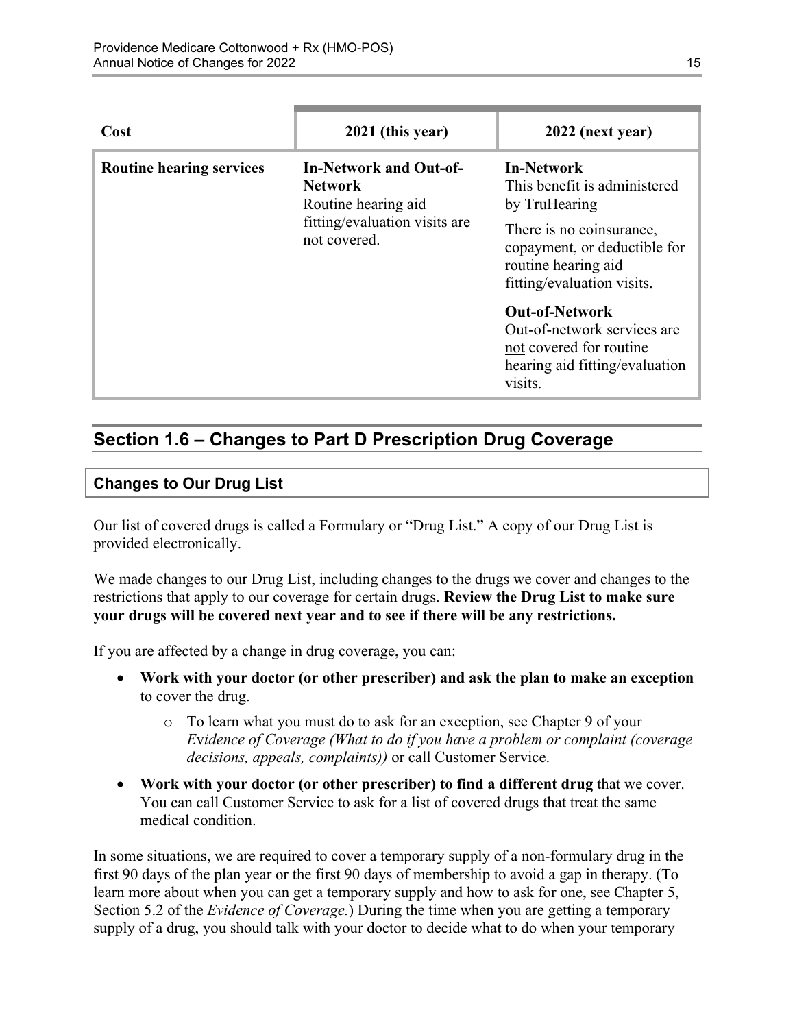| Cost | 2021 (this year) | 2022 (next year) |
|---|---|---|
| **Routine hearing services** | **In-Network and Out-of-Network**<br>Routine hearing aid fitting/evaluation visits are not covered. | **In-Network**<br>This benefit is administered by TruHearing<br>There is no coinsurance, copayment, or deductible for routine hearing aid fitting/evaluation visits.<br>**Out-of-Network**<br>Out-of-network services are not covered for routine hearing aid fitting/evaluation visits. |

## Section 1.6 – Changes to Part D Prescription Drug Coverage

### Changes to Our Drug List

Our list of covered drugs is called a Formulary or "Drug List." A copy of our Drug List is provided electronically.

We made changes to our Drug List, including changes to the drugs we cover and changes to the restrictions that apply to our coverage for certain drugs. **Review the Drug List to make sure your drugs will be covered next year and to see if there will be any restrictions.**

If you are affected by a change in drug coverage, you can:

- **Work with your doctor (or other prescriber) and ask the plan to make an exception** to cover the drug.
  - To learn what you must do to ask for an exception, see Chapter 9 of your *Evidence of Coverage (What to do if you have a problem or complaint (coverage decisions, appeals, complaints))* or call Customer Service.
- **Work with your doctor (or other prescriber) to find a different drug** that we cover. You can call Customer Service to ask for a list of covered drugs that treat the same medical condition.

In some situations, we are required to cover a temporary supply of a non-formulary drug in the first 90 days of the plan year or the first 90 days of membership to avoid a gap in therapy. (To learn more about when you can get a temporary supply and how to ask for one, see Chapter 5, Section 5.2 of the *Evidence of Coverage.*) During the time when you are getting a temporary supply of a drug, you should talk with your doctor to decide what to do when your temporary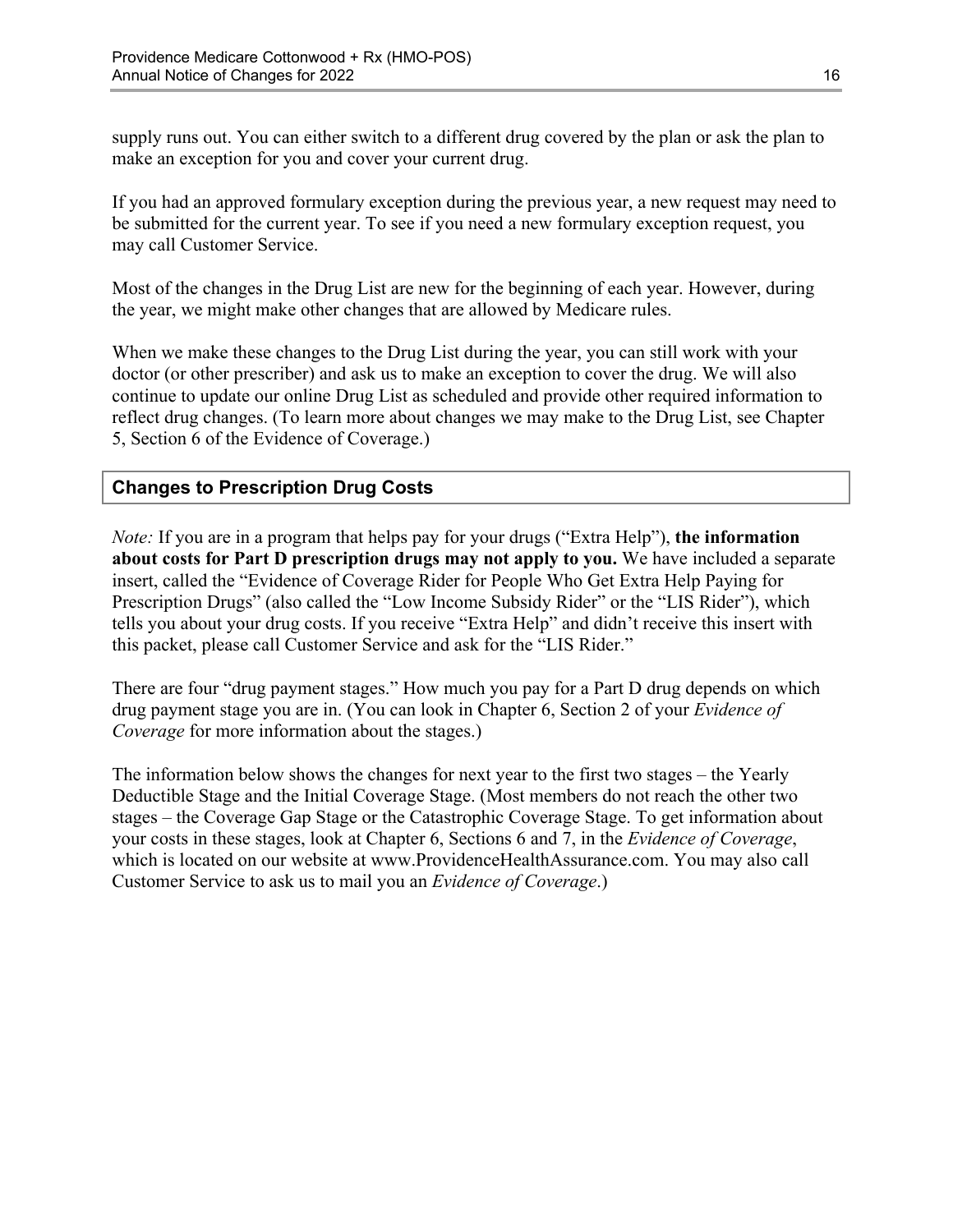supply runs out. You can either switch to a different drug covered by the plan or ask the plan to make an exception for you and cover your current drug.

If you had an approved formulary exception during the previous year, a new request may need to be submitted for the current year. To see if you need a new formulary exception request, you may call Customer Service.

Most of the changes in the Drug List are new for the beginning of each year. However, during the year, we might make other changes that are allowed by Medicare rules.

When we make these changes to the Drug List during the year, you can still work with your doctor (or other prescriber) and ask us to make an exception to cover the drug. We will also continue to update our online Drug List as scheduled and provide other required information to reflect drug changes. (To learn more about changes we may make to the Drug List, see Chapter 5, Section 6 of the Evidence of Coverage.)

### Changes to Prescription Drug Costs

*Note:* If you are in a program that helps pay for your drugs ("Extra Help"), **the information about costs for Part D prescription drugs may not apply to you.** We have included a separate insert, called the "Evidence of Coverage Rider for People Who Get Extra Help Paying for Prescription Drugs" (also called the "Low Income Subsidy Rider" or the "LIS Rider"), which tells you about your drug costs. If you receive "Extra Help" and didn't receive this insert with this packet, please call Customer Service and ask for the "LIS Rider."

There are four "drug payment stages." How much you pay for a Part D drug depends on which drug payment stage you are in. (You can look in Chapter 6, Section 2 of your *Evidence of Coverage* for more information about the stages.)

The information below shows the changes for next year to the first two stages – the Yearly Deductible Stage and the Initial Coverage Stage. (Most members do not reach the other two stages – the Coverage Gap Stage or the Catastrophic Coverage Stage. To get information about your costs in these stages, look at Chapter 6, Sections 6 and 7, in the *Evidence of Coverage*, which is located on our website at www.ProvidenceHealthAssurance.com. You may also call Customer Service to ask us to mail you an *Evidence of Coverage*.)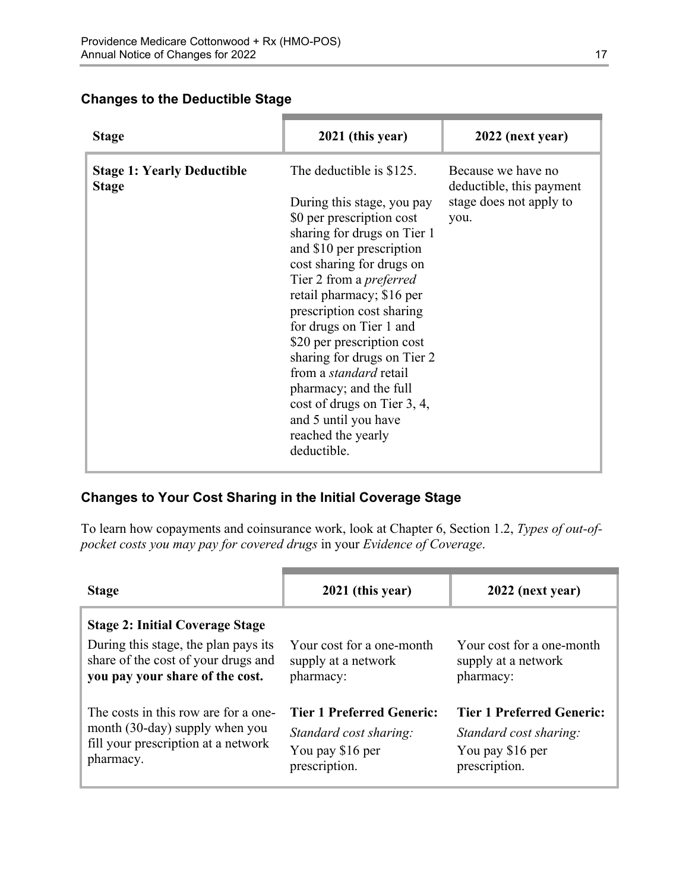### Changes to the Deductible Stage

| Stage | 2021 (this year) | 2022 (next year) |
|---|---|---|
| **Stage 1: Yearly Deductible Stage** | The deductible is $125.<br><br>During this stage, you pay $0 per prescription cost sharing for drugs on Tier 1 and $10 per prescription cost sharing for drugs on Tier 2 from a *preferred* retail pharmacy; $16 per prescription cost sharing for drugs on Tier 1 and $20 per prescription cost sharing for drugs on Tier 2 from a *standard* retail pharmacy; and the full cost of drugs on Tier 3, 4, and 5 until you have reached the yearly deductible. | Because we have no deductible, this payment stage does not apply to you. |

### Changes to Your Cost Sharing in the Initial Coverage Stage

To learn how copayments and coinsurance work, look at Chapter 6, Section 1.2, *Types of out-of-pocket costs you may pay for covered drugs* in your *Evidence of Coverage*.

| Stage | 2021 (this year) | 2022 (next year) |
|---|---|---|
| **Stage 2: Initial Coverage Stage**<br><br>During this stage, the plan pays its share of the cost of your drugs and **you pay your share of the cost.** | Your cost for a one-month supply at a network pharmacy: | Your cost for a one-month supply at a network pharmacy: |
| The costs in this row are for a one-month (30-day) supply when you fill your prescription at a network pharmacy. | **Tier 1 Preferred Generic:**<br><br>*Standard cost sharing:*<br><br>You pay $16 per prescription. | **Tier 1 Preferred Generic:**<br><br>*Standard cost sharing:*<br><br>You pay $16 per prescription. |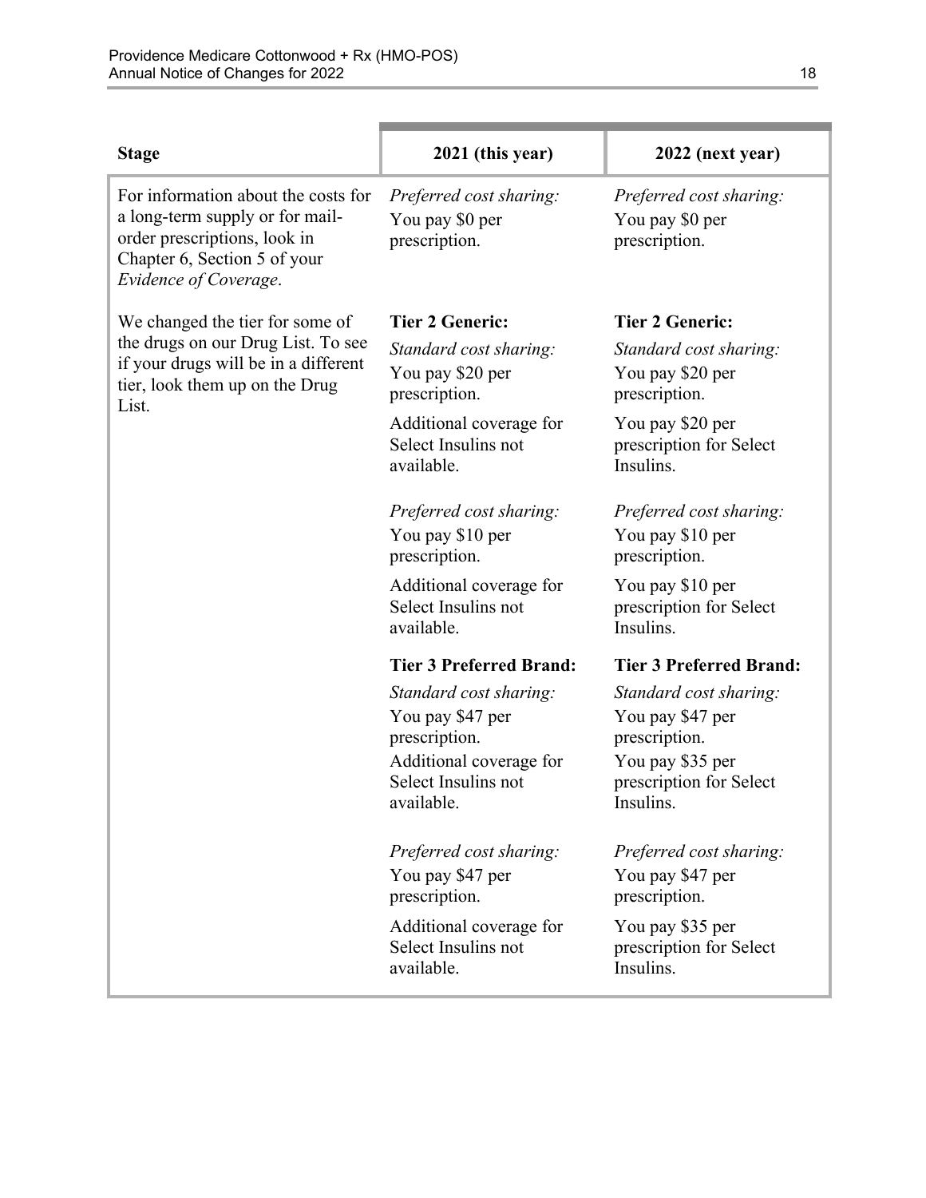| Stage | 2021 (this year) | 2022 (next year) |
|---|---|---|
| For information about the costs for a long-term supply or for mail-order prescriptions, look in Chapter 6, Section 5 of your *Evidence of Coverage*. | *Preferred cost sharing:* You pay $0 per prescription. | *Preferred cost sharing:* You pay $0 per prescription. |
| We changed the tier for some of the drugs on our Drug List. To see if your drugs will be in a different tier, look them up on the Drug List. | **Tier 2 Generic:** *Standard cost sharing:* You pay $20 per prescription. Additional coverage for Select Insulins not available. | **Tier 2 Generic:** *Standard cost sharing:* You pay $20 per prescription. You pay $20 per prescription for Select Insulins. |
| | *Preferred cost sharing:* You pay $10 per prescription. Additional coverage for Select Insulins not available. | *Preferred cost sharing:* You pay $10 per prescription. You pay $10 per prescription for Select Insulins. |
| | **Tier 3 Preferred Brand:** *Standard cost sharing:* You pay $47 per prescription. Additional coverage for Select Insulins not available. | **Tier 3 Preferred Brand:** *Standard cost sharing:* You pay $47 per prescription. You pay $35 per prescription for Select Insulins. |
| | *Preferred cost sharing:* You pay $47 per prescription. Additional coverage for Select Insulins not available. | *Preferred cost sharing:* You pay $47 per prescription. You pay $35 per prescription for Select Insulins. |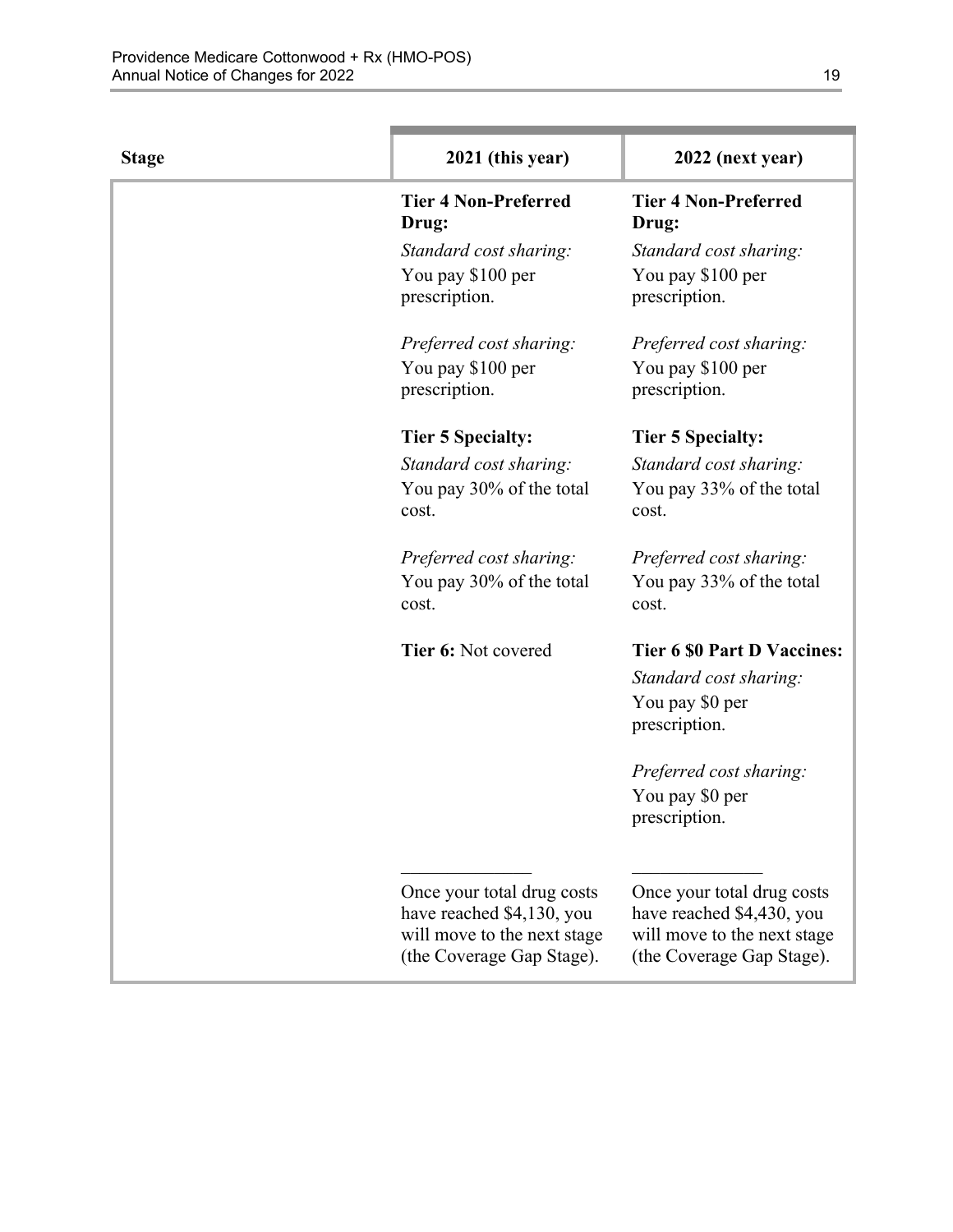| Stage | 2021 (this year) | 2022 (next year) |
|---|---|---|
| | **Tier 4 Non-Preferred Drug:**<br>*Standard cost sharing:*<br>You pay $100 per prescription.<br><br>*Preferred cost sharing:*<br>You pay $100 per prescription.<br><br>**Tier 5 Specialty:**<br>*Standard cost sharing:*<br>You pay 30% of the total cost.<br><br>*Preferred cost sharing:*<br>You pay 30% of the total cost.<br><br>**Tier 6:** Not covered<br><br>______________<br>Once your total drug costs have reached $4,130, you will move to the next stage (the Coverage Gap Stage). | **Tier 4 Non-Preferred Drug:**<br>*Standard cost sharing:*<br>You pay $100 per prescription.<br><br>*Preferred cost sharing:*<br>You pay $100 per prescription.<br><br>**Tier 5 Specialty:**<br>*Standard cost sharing:*<br>You pay 33% of the total cost.<br><br>*Preferred cost sharing:*<br>You pay 33% of the total cost.<br><br>**Tier 6 $0 Part D Vaccines:**<br>*Standard cost sharing:*<br>You pay $0 per prescription.<br><br>*Preferred cost sharing:*<br>You pay $0 per prescription.<br><br>______________<br>Once your total drug costs have reached $4,430, you will move to the next stage (the Coverage Gap Stage). |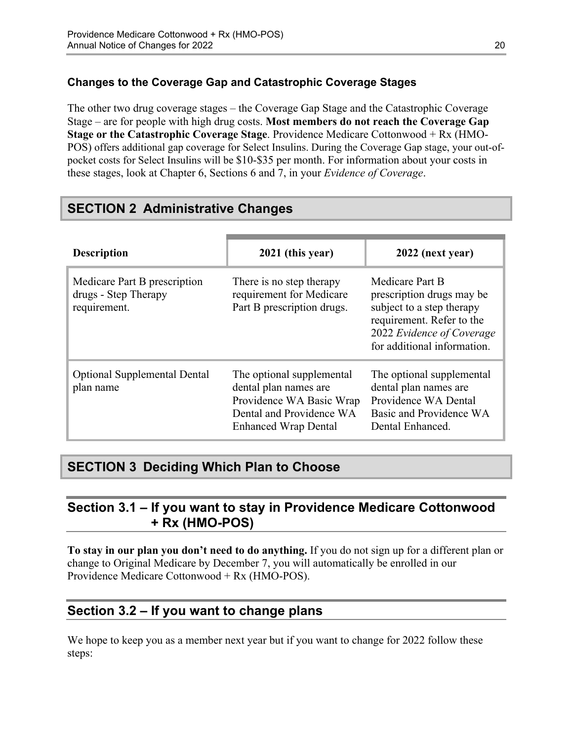### Changes to the Coverage Gap and Catastrophic Coverage Stages

The other two drug coverage stages – the Coverage Gap Stage and the Catastrophic Coverage Stage – are for people with high drug costs. **Most members do not reach the Coverage Gap Stage or the Catastrophic Coverage Stage**. Providence Medicare Cottonwood + Rx (HMO-POS) offers additional gap coverage for Select Insulins. During the Coverage Gap stage, your out-of-pocket costs for Select Insulins will be $10-$35 per month. For information about your costs in these stages, look at Chapter 6, Sections 6 and 7, in your *Evidence of Coverage*.

## SECTION 2 Administrative Changes

| Description | 2021 (this year) | 2022 (next year) |
|---|---|---|
| Medicare Part B prescription drugs - Step Therapy requirement. | There is no step therapy requirement for Medicare Part B prescription drugs. | Medicare Part B prescription drugs may be subject to a step therapy requirement. Refer to the 2022 *Evidence of Coverage* for additional information. |
| Optional Supplemental Dental plan name | The optional supplemental dental plan names are Providence WA Basic Wrap Dental and Providence WA Enhanced Wrap Dental | The optional supplemental dental plan names are Providence WA Dental Basic and Providence WA Dental Enhanced. |

## SECTION 3 Deciding Which Plan to Choose

### Section 3.1 – If you want to stay in Providence Medicare Cottonwood + Rx (HMO-POS)

**To stay in our plan you don't need to do anything.** If you do not sign up for a different plan or change to Original Medicare by December 7, you will automatically be enrolled in our Providence Medicare Cottonwood + Rx (HMO-POS).

### Section 3.2 – If you want to change plans

We hope to keep you as a member next year but if you want to change for 2022 follow these steps: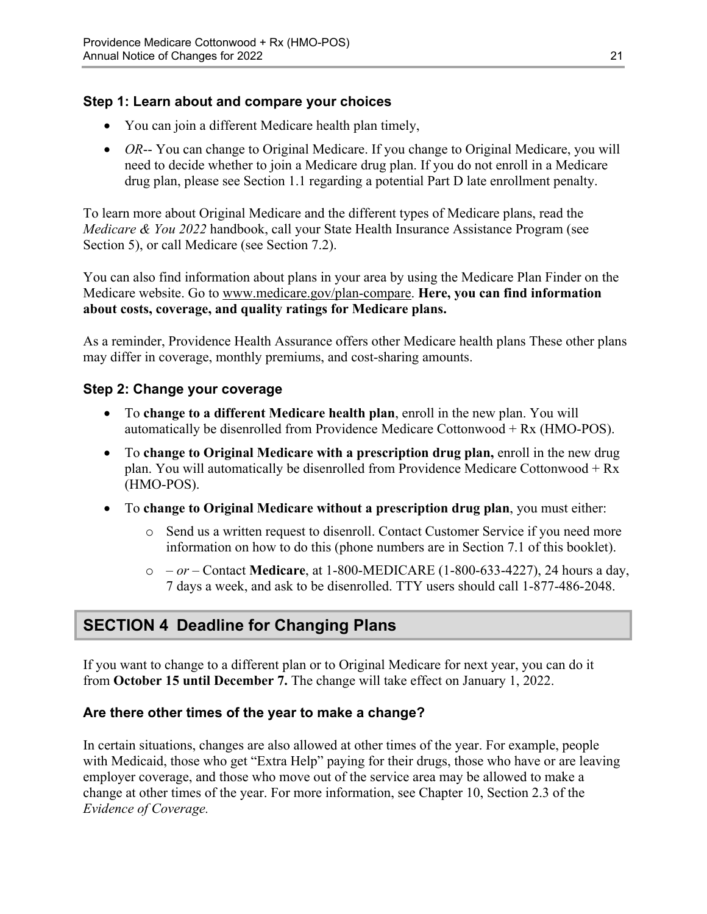### Step 1: Learn about and compare your choices

- You can join a different Medicare health plan timely,
- *OR*-- You can change to Original Medicare. If you change to Original Medicare, you will need to decide whether to join a Medicare drug plan. If you do not enroll in a Medicare drug plan, please see Section 1.1 regarding a potential Part D late enrollment penalty.

To learn more about Original Medicare and the different types of Medicare plans, read the *Medicare & You 2022* handbook, call your State Health Insurance Assistance Program (see Section 5), or call Medicare (see Section 7.2).

You can also find information about plans in your area by using the Medicare Plan Finder on the Medicare website. Go to www.medicare.gov/plan-compare. **Here, you can find information about costs, coverage, and quality ratings for Medicare plans.**

As a reminder, Providence Health Assurance offers other Medicare health plans These other plans may differ in coverage, monthly premiums, and cost-sharing amounts.

### Step 2: Change your coverage

- To **change to a different Medicare health plan**, enroll in the new plan. You will automatically be disenrolled from Providence Medicare Cottonwood + Rx (HMO-POS).
- To **change to Original Medicare with a prescription drug plan,** enroll in the new drug plan. You will automatically be disenrolled from Providence Medicare Cottonwood + Rx (HMO-POS).
- To **change to Original Medicare without a prescription drug plan**, you must either:
  - Send us a written request to disenroll. Contact Customer Service if you need more information on how to do this (phone numbers are in Section 7.1 of this booklet).
  - – *or* – Contact **Medicare**, at 1-800-MEDICARE (1-800-633-4227), 24 hours a day, 7 days a week, and ask to be disenrolled. TTY users should call 1-877-486-2048.

## SECTION 4 Deadline for Changing Plans

If you want to change to a different plan or to Original Medicare for next year, you can do it from **October 15 until December 7.** The change will take effect on January 1, 2022.

### Are there other times of the year to make a change?

In certain situations, changes are also allowed at other times of the year. For example, people with Medicaid, those who get "Extra Help" paying for their drugs, those who have or are leaving employer coverage, and those who move out of the service area may be allowed to make a change at other times of the year. For more information, see Chapter 10, Section 2.3 of the *Evidence of Coverage.*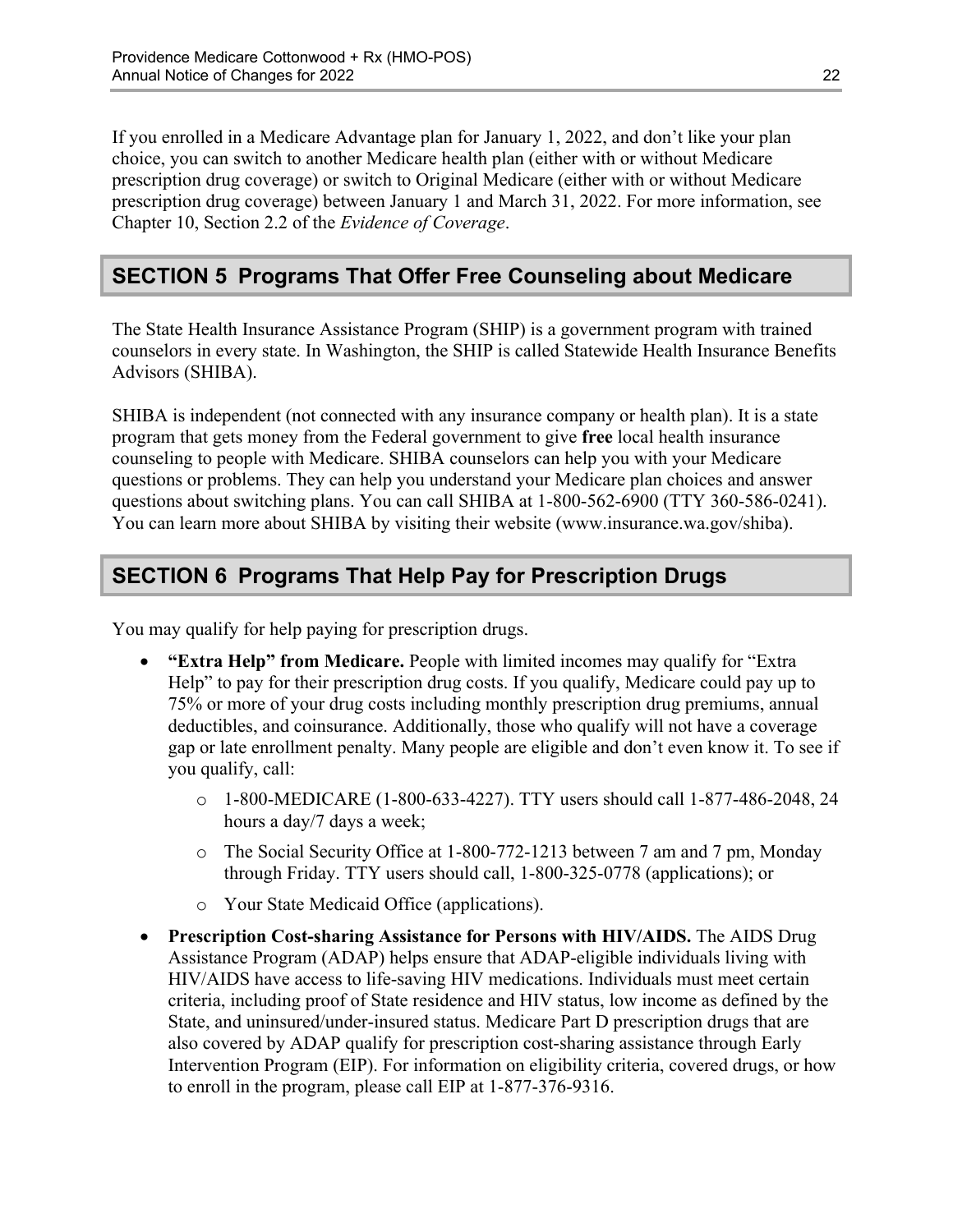If you enrolled in a Medicare Advantage plan for January 1, 2022, and don't like your plan choice, you can switch to another Medicare health plan (either with or without Medicare prescription drug coverage) or switch to Original Medicare (either with or without Medicare prescription drug coverage) between January 1 and March 31, 2022. For more information, see Chapter 10, Section 2.2 of the *Evidence of Coverage*.

## SECTION 5 Programs That Offer Free Counseling about Medicare

The State Health Insurance Assistance Program (SHIP) is a government program with trained counselors in every state. In Washington, the SHIP is called Statewide Health Insurance Benefits Advisors (SHIBA).

SHIBA is independent (not connected with any insurance company or health plan). It is a state program that gets money from the Federal government to give **free** local health insurance counseling to people with Medicare. SHIBA counselors can help you with your Medicare questions or problems. They can help you understand your Medicare plan choices and answer questions about switching plans. You can call SHIBA at 1-800-562-6900 (TTY 360-586-0241). You can learn more about SHIBA by visiting their website (www.insurance.wa.gov/shiba).

## SECTION 6 Programs That Help Pay for Prescription Drugs

You may qualify for help paying for prescription drugs.

- **"Extra Help" from Medicare.** People with limited incomes may qualify for "Extra Help" to pay for their prescription drug costs. If you qualify, Medicare could pay up to 75% or more of your drug costs including monthly prescription drug premiums, annual deductibles, and coinsurance. Additionally, those who qualify will not have a coverage gap or late enrollment penalty. Many people are eligible and don't even know it. To see if you qualify, call:
    - 1-800-MEDICARE (1-800-633-4227). TTY users should call 1-877-486-2048, 24 hours a day/7 days a week;
    - The Social Security Office at 1-800-772-1213 between 7 am and 7 pm, Monday through Friday. TTY users should call, 1-800-325-0778 (applications); or
    - Your State Medicaid Office (applications).
- **Prescription Cost-sharing Assistance for Persons with HIV/AIDS.** The AIDS Drug Assistance Program (ADAP) helps ensure that ADAP-eligible individuals living with HIV/AIDS have access to life-saving HIV medications. Individuals must meet certain criteria, including proof of State residence and HIV status, low income as defined by the State, and uninsured/under-insured status. Medicare Part D prescription drugs that are also covered by ADAP qualify for prescription cost-sharing assistance through Early Intervention Program (EIP). For information on eligibility criteria, covered drugs, or how to enroll in the program, please call EIP at 1-877-376-9316.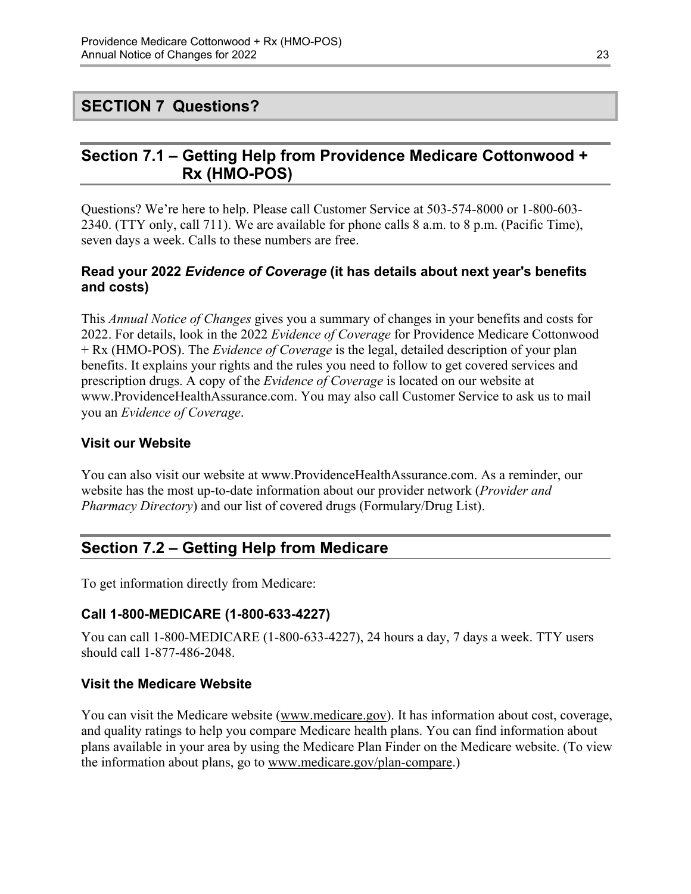## SECTION 7 Questions?

### Section 7.1 – Getting Help from Providence Medicare Cottonwood + Rx (HMO-POS)

Questions? We're here to help. Please call Customer Service at 503-574-8000 or 1-800-603-2340. (TTY only, call 711). We are available for phone calls 8 a.m. to 8 p.m. (Pacific Time), seven days a week. Calls to these numbers are free.

#### Read your 2022 *Evidence of Coverage* (it has details about next year's benefits and costs)

This *Annual Notice of Changes* gives you a summary of changes in your benefits and costs for 2022. For details, look in the 2022 *Evidence of Coverage* for Providence Medicare Cottonwood + Rx (HMO-POS). The *Evidence of Coverage* is the legal, detailed description of your plan benefits. It explains your rights and the rules you need to follow to get covered services and prescription drugs. A copy of the *Evidence of Coverage* is located on our website at www.ProvidenceHealthAssurance.com. You may also call Customer Service to ask us to mail you an *Evidence of Coverage*.

#### Visit our Website

You can also visit our website at www.ProvidenceHealthAssurance.com. As a reminder, our website has the most up-to-date information about our provider network (*Provider and Pharmacy Directory*) and our list of covered drugs (Formulary/Drug List).

### Section 7.2 – Getting Help from Medicare

To get information directly from Medicare:

#### Call 1-800-MEDICARE (1-800-633-4227)

You can call 1-800-MEDICARE (1-800-633-4227), 24 hours a day, 7 days a week. TTY users should call 1-877-486-2048.

#### Visit the Medicare Website

You can visit the Medicare website (www.medicare.gov). It has information about cost, coverage, and quality ratings to help you compare Medicare health plans. You can find information about plans available in your area by using the Medicare Plan Finder on the Medicare website. (To view the information about plans, go to www.medicare.gov/plan-compare.)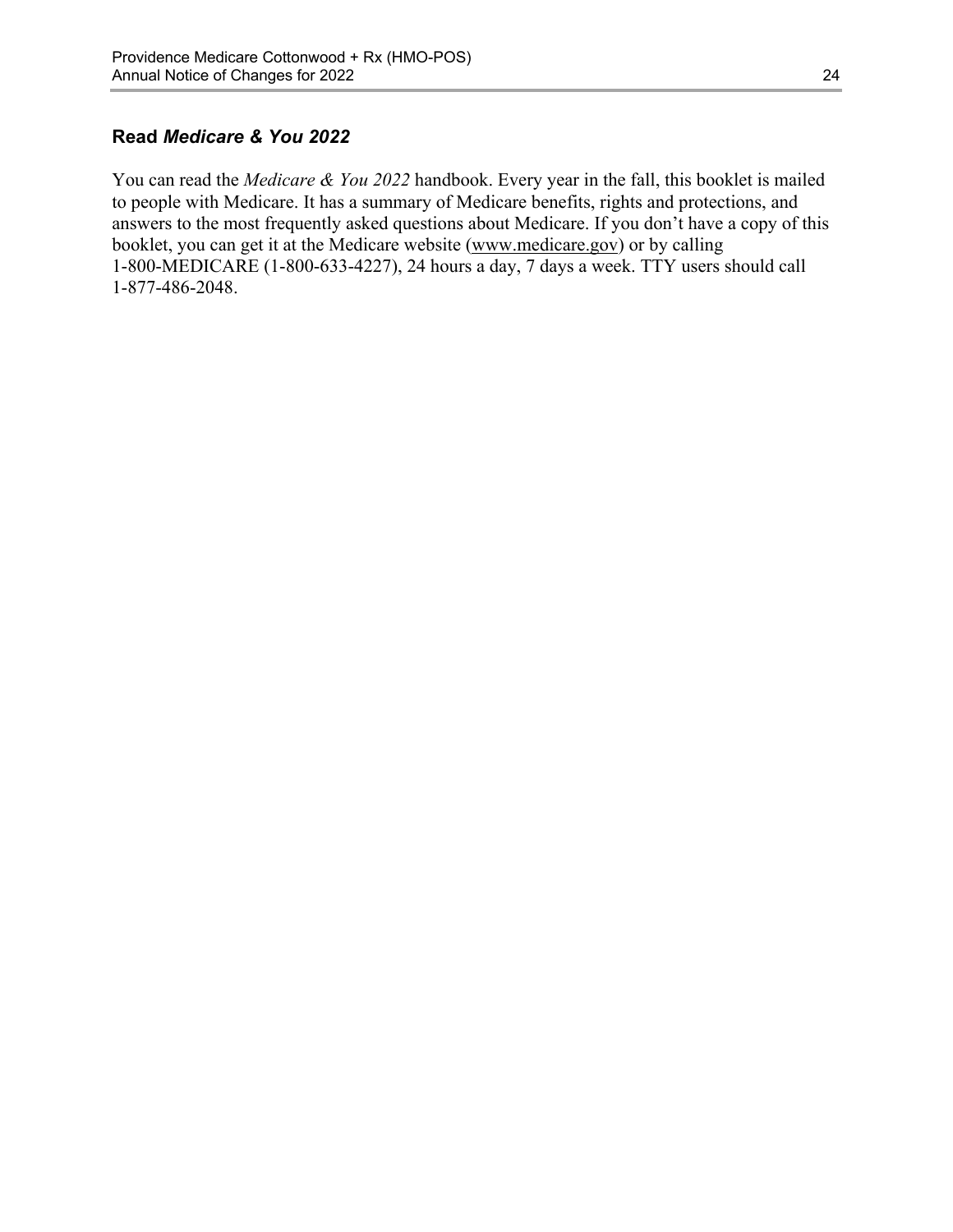### Read *Medicare & You 2022*

You can read the *Medicare & You 2022* handbook. Every year in the fall, this booklet is mailed to people with Medicare. It has a summary of Medicare benefits, rights and protections, and answers to the most frequently asked questions about Medicare. If you don't have a copy of this booklet, you can get it at the Medicare website (www.medicare.gov) or by calling 1-800-MEDICARE (1-800-633-4227), 24 hours a day, 7 days a week. TTY users should call 1-877-486-2048.